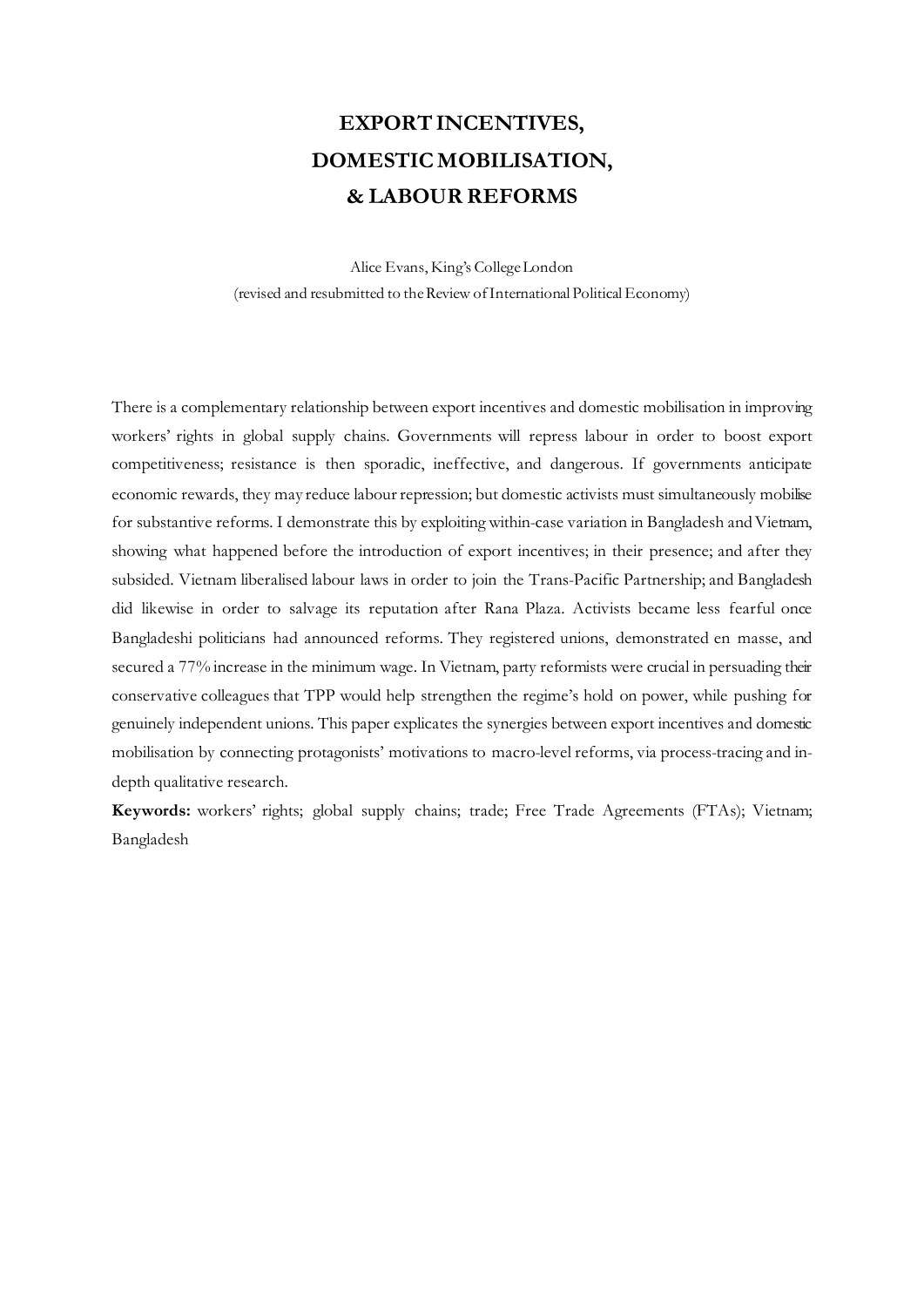# EXPORT INCENTIVES, DOMESTIC MOBILISATION, & LABOUR REFORMS

Alice Evans, King's College London
(revised and resubmitted to the Review of International Political Economy)

There is a complementary relationship between export incentives and domestic mobilisation in improving workers' rights in global supply chains. Governments will repress labour in order to boost export competitiveness; resistance is then sporadic, ineffective, and dangerous. If governments anticipate economic rewards, they may reduce labour repression; but domestic activists must simultaneously mobilise for substantive reforms. I demonstrate this by exploiting within-case variation in Bangladesh and Vietnam, showing what happened before the introduction of export incentives; in their presence; and after they subsided. Vietnam liberalised labour laws in order to join the Trans-Pacific Partnership; and Bangladesh did likewise in order to salvage its reputation after Rana Plaza. Activists became less fearful once Bangladeshi politicians had announced reforms. They registered unions, demonstrated en masse, and secured a 77% increase in the minimum wage. In Vietnam, party reformists were crucial in persuading their conservative colleagues that TPP would help strengthen the regime's hold on power, while pushing for genuinely independent unions. This paper explicates the synergies between export incentives and domestic mobilisation by connecting protagonists' motivations to macro-level reforms, via process-tracing and in-depth qualitative research.

**Keywords:** workers' rights; global supply chains; trade; Free Trade Agreements (FTAs); Vietnam; Bangladesh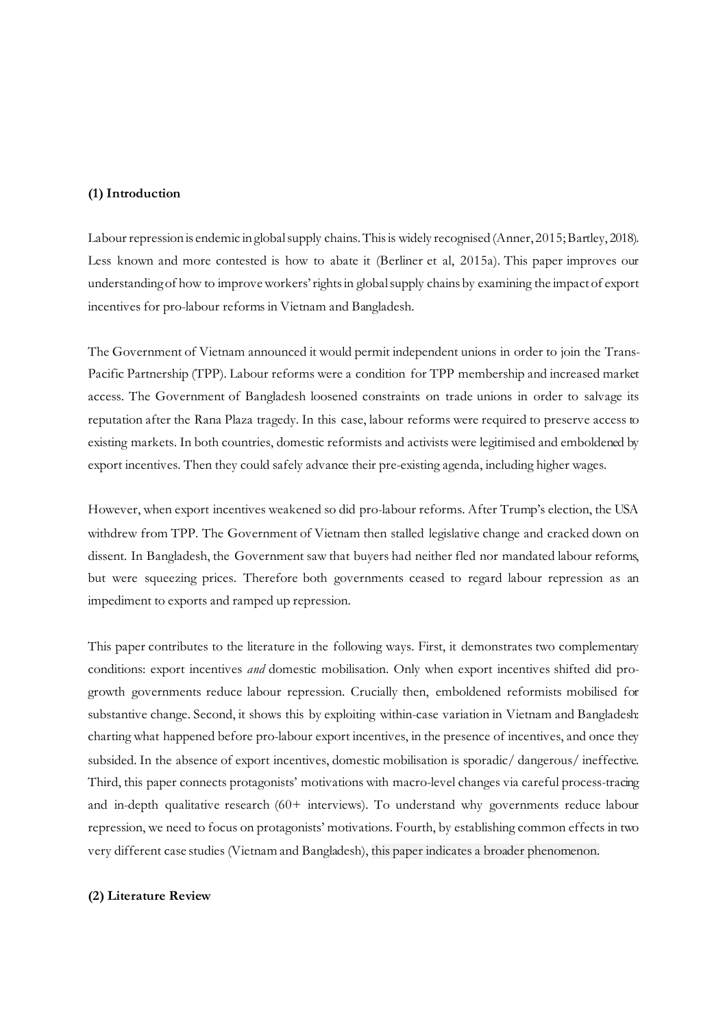## (1) Introduction

Labour repression is endemic in global supply chains. This is widely recognised (Anner, 2015; Bartley, 2018). Less known and more contested is how to abate it (Berliner et al, 2015a). This paper improves our understanding of how to improve workers' rights in global supply chains by examining the impact of export incentives for pro-labour reforms in Vietnam and Bangladesh.

The Government of Vietnam announced it would permit independent unions in order to join the Trans-Pacific Partnership (TPP). Labour reforms were a condition for TPP membership and increased market access. The Government of Bangladesh loosened constraints on trade unions in order to salvage its reputation after the Rana Plaza tragedy. In this case, labour reforms were required to preserve access to existing markets. In both countries, domestic reformists and activists were legitimised and emboldened by export incentives. Then they could safely advance their pre-existing agenda, including higher wages.

However, when export incentives weakened so did pro-labour reforms. After Trump's election, the USA withdrew from TPP. The Government of Vietnam then stalled legislative change and cracked down on dissent. In Bangladesh, the Government saw that buyers had neither fled nor mandated labour reforms, but were squeezing prices. Therefore both governments ceased to regard labour repression as an impediment to exports and ramped up repression.

This paper contributes to the literature in the following ways. First, it demonstrates two complementary conditions: export incentives *and* domestic mobilisation. Only when export incentives shifted did pro-growth governments reduce labour repression. Crucially then, emboldened reformists mobilised for substantive change. Second, it shows this by exploiting within-case variation in Vietnam and Bangladesh: charting what happened before pro-labour export incentives, in the presence of incentives, and once they subsided. In the absence of export incentives, domestic mobilisation is sporadic/ dangerous/ ineffective. Third, this paper connects protagonists' motivations with macro-level changes via careful process-tracing and in-depth qualitative research (60+ interviews). To understand why governments reduce labour repression, we need to focus on protagonists' motivations. Fourth, by establishing common effects in two very different case studies (Vietnam and Bangladesh), this paper indicates a broader phenomenon.

## (2) Literature Review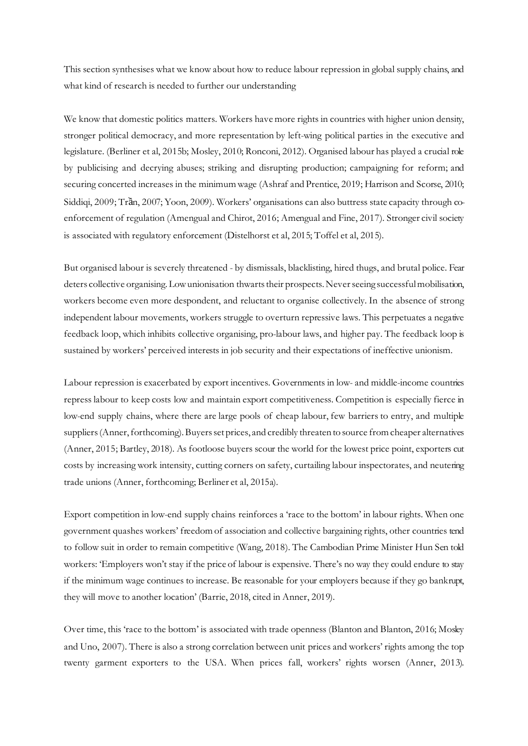This section synthesises what we know about how to reduce labour repression in global supply chains, and what kind of research is needed to further our understanding

We know that domestic politics matters. Workers have more rights in countries with higher union density, stronger political democracy, and more representation by left-wing political parties in the executive and legislature. (Berliner et al, 2015b; Mosley, 2010; Ronconi, 2012). Organised labour has played a crucial role by publicising and decrying abuses; striking and disrupting production; campaigning for reform; and securing concerted increases in the minimum wage (Ashraf and Prentice, 2019; Harrison and Scorse, 2010; Siddiqi, 2009; Trần, 2007; Yoon, 2009). Workers' organisations can also buttress state capacity through co-enforcement of regulation (Amengual and Chirot, 2016; Amengual and Fine, 2017). Stronger civil society is associated with regulatory enforcement (Distelhorst et al, 2015; Toffel et al, 2015).

But organised labour is severely threatened - by dismissals, blacklisting, hired thugs, and brutal police. Fear deters collective organising. Low unionisation thwarts their prospects. Never seeing successful mobilisation, workers become even more despondent, and reluctant to organise collectively. In the absence of strong independent labour movements, workers struggle to overturn repressive laws. This perpetuates a negative feedback loop, which inhibits collective organising, pro-labour laws, and higher pay. The feedback loop is sustained by workers' perceived interests in job security and their expectations of ineffective unionism.

Labour repression is exacerbated by export incentives. Governments in low- and middle-income countries repress labour to keep costs low and maintain export competitiveness. Competition is especially fierce in low-end supply chains, where there are large pools of cheap labour, few barriers to entry, and multiple suppliers (Anner, forthcoming). Buyers set prices, and credibly threaten to source from cheaper alternatives (Anner, 2015; Bartley, 2018). As footloose buyers scour the world for the lowest price point, exporters cut costs by increasing work intensity, cutting corners on safety, curtailing labour inspectorates, and neutering trade unions (Anner, forthcoming; Berliner et al, 2015a).

Export competition in low-end supply chains reinforces a 'race to the bottom' in labour rights. When one government quashes workers' freedom of association and collective bargaining rights, other countries tend to follow suit in order to remain competitive (Wang, 2018). The Cambodian Prime Minister Hun Sen told workers: 'Employers won't stay if the price of labour is expensive. There's no way they could endure to stay if the minimum wage continues to increase. Be reasonable for your employers because if they go bankrupt, they will move to another location' (Barrie, 2018, cited in Anner, 2019).

Over time, this 'race to the bottom' is associated with trade openness (Blanton and Blanton, 2016; Mosley and Uno, 2007). There is also a strong correlation between unit prices and workers' rights among the top twenty garment exporters to the USA. When prices fall, workers' rights worsen (Anner, 2013).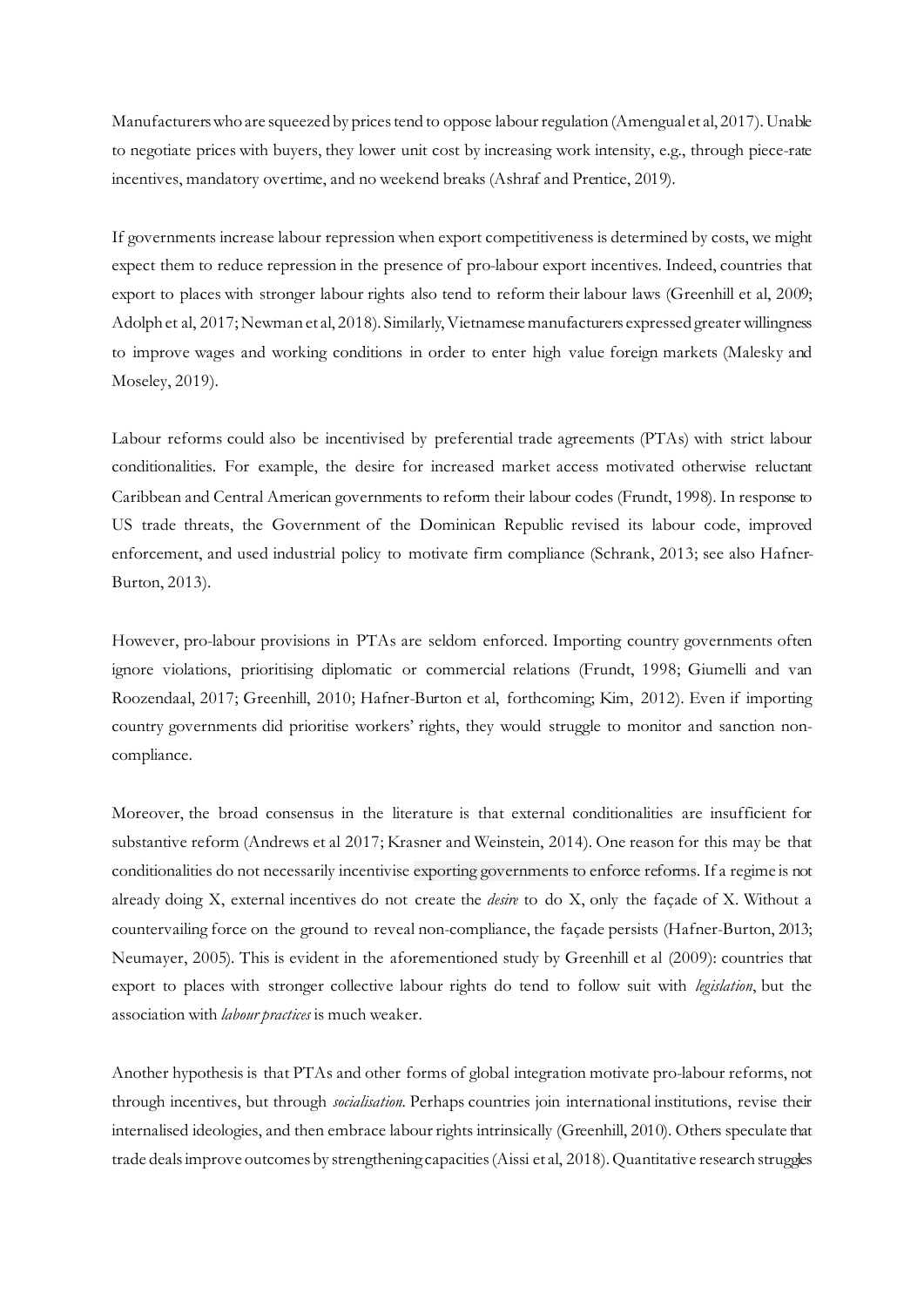Manufacturers who are squeezed by prices tend to oppose labour regulation (Amengual et al, 2017). Unable to negotiate prices with buyers, they lower unit cost by increasing work intensity, e.g., through piece-rate incentives, mandatory overtime, and no weekend breaks (Ashraf and Prentice, 2019).

If governments increase labour repression when export competitiveness is determined by costs, we might expect them to reduce repression in the presence of pro-labour export incentives. Indeed, countries that export to places with stronger labour rights also tend to reform their labour laws (Greenhill et al, 2009; Adolph et al, 2017; Newman et al, 2018). Similarly, Vietnamese manufacturers expressed greater willingness to improve wages and working conditions in order to enter high value foreign markets (Malesky and Moseley, 2019).

Labour reforms could also be incentivised by preferential trade agreements (PTAs) with strict labour conditionalities. For example, the desire for increased market access motivated otherwise reluctant Caribbean and Central American governments to reform their labour codes (Frundt, 1998). In response to US trade threats, the Government of the Dominican Republic revised its labour code, improved enforcement, and used industrial policy to motivate firm compliance (Schrank, 2013; see also Hafner-Burton, 2013).

However, pro-labour provisions in PTAs are seldom enforced. Importing country governments often ignore violations, prioritising diplomatic or commercial relations (Frundt, 1998; Giumelli and van Roozendaal, 2017; Greenhill, 2010; Hafner-Burton et al, forthcoming; Kim, 2012). Even if importing country governments did prioritise workers' rights, they would struggle to monitor and sanction non-compliance.

Moreover, the broad consensus in the literature is that external conditionalities are insufficient for substantive reform (Andrews et al 2017; Krasner and Weinstein, 2014). One reason for this may be that conditionalities do not necessarily incentivise exporting governments to enforce reforms. If a regime is not already doing X, external incentives do not create the *desire* to do X, only the façade of X. Without a countervailing force on the ground to reveal non-compliance, the façade persists (Hafner-Burton, 2013; Neumayer, 2005). This is evident in the aforementioned study by Greenhill et al (2009): countries that export to places with stronger collective labour rights do tend to follow suit with *legislation*, but the association with *labour practices* is much weaker.

Another hypothesis is that PTAs and other forms of global integration motivate pro-labour reforms, not through incentives, but through *socialisation*. Perhaps countries join international institutions, revise their internalised ideologies, and then embrace labour rights intrinsically (Greenhill, 2010). Others speculate that trade deals improve outcomes by strengthening capacities (Aissi et al, 2018). Quantitative research struggles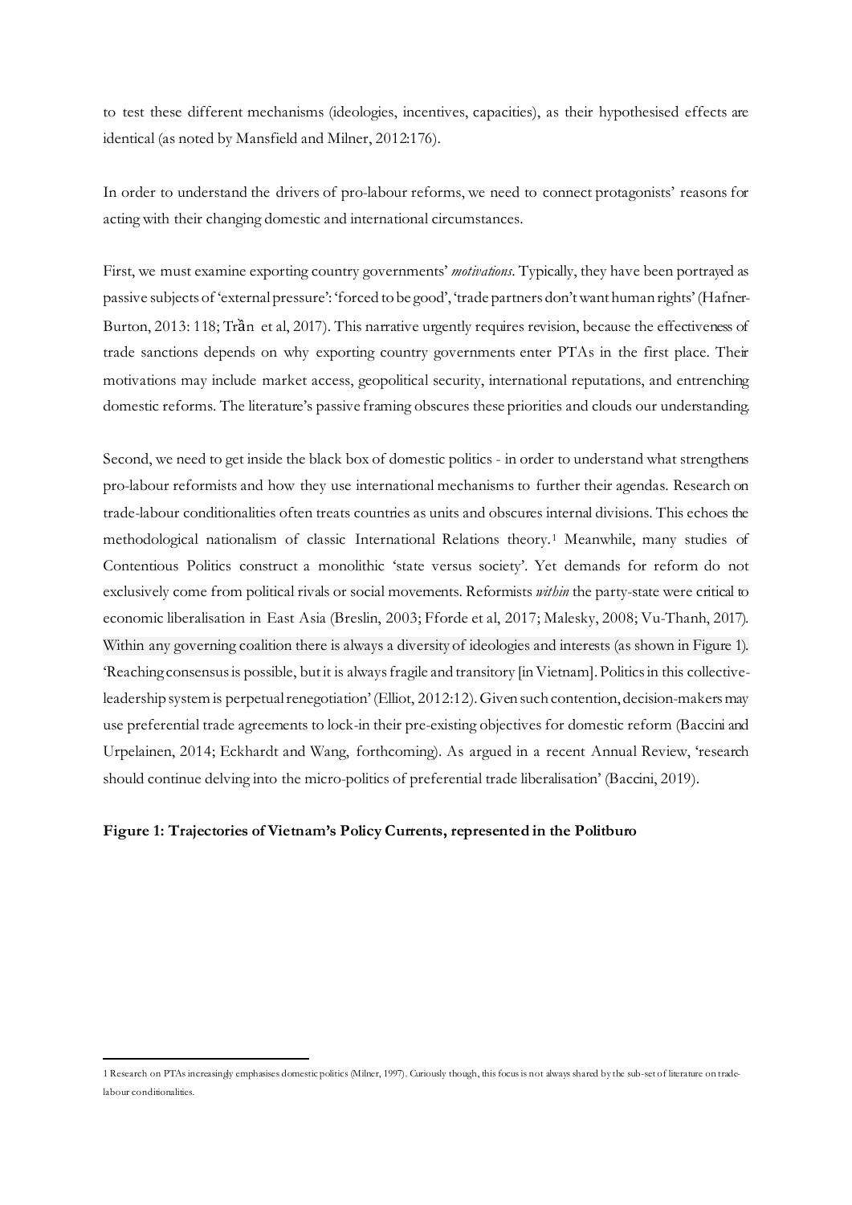to test these different mechanisms (ideologies, incentives, capacities), as their hypothesised effects are identical (as noted by Mansfield and Milner, 2012:176).

In order to understand the drivers of pro-labour reforms, we need to connect protagonists' reasons for acting with their changing domestic and international circumstances.

First, we must examine exporting country governments' *motivations*. Typically, they have been portrayed as passive subjects of 'external pressure': 'forced to be good', 'trade partners don't want human rights' (Hafner-Burton, 2013: 118; Trần et al, 2017). This narrative urgently requires revision, because the effectiveness of trade sanctions depends on why exporting country governments enter PTAs in the first place. Their motivations may include market access, geopolitical security, international reputations, and entrenching domestic reforms. The literature's passive framing obscures these priorities and clouds our understanding.

Second, we need to get inside the black box of domestic politics - in order to understand what strengthens pro-labour reformists and how they use international mechanisms to further their agendas. Research on trade-labour conditionalities often treats countries as units and obscures internal divisions. This echoes the methodological nationalism of classic International Relations theory.[1] Meanwhile, many studies of Contentious Politics construct a monolithic 'state versus society'. Yet demands for reform do not exclusively come from political rivals or social movements. Reformists *within* the party-state were critical to economic liberalisation in East Asia (Breslin, 2003; Fforde et al, 2017; Malesky, 2008; Vu-Thanh, 2017). Within any governing coalition there is always a diversity of ideologies and interests (as shown in Figure 1). 'Reaching consensus is possible, but it is always fragile and transitory [in Vietnam]. Politics in this collective-leadership system is perpetual renegotiation' (Elliot, 2012:12). Given such contention, decision-makers may use preferential trade agreements to lock-in their pre-existing objectives for domestic reform (Baccini and Urpelainen, 2014; Eckhardt and Wang, forthcoming). As argued in a recent Annual Review, 'research should continue delving into the micro-politics of preferential trade liberalisation' (Baccini, 2019).

**Figure 1: Trajectories of Vietnam's Policy Currents, represented in the Politburo**

1 Research on PTAs increasingly emphasises domestic politics (Milner, 1997). Curiously though, this focus is not always shared by the sub-set of literature on trade-labour conditionalities.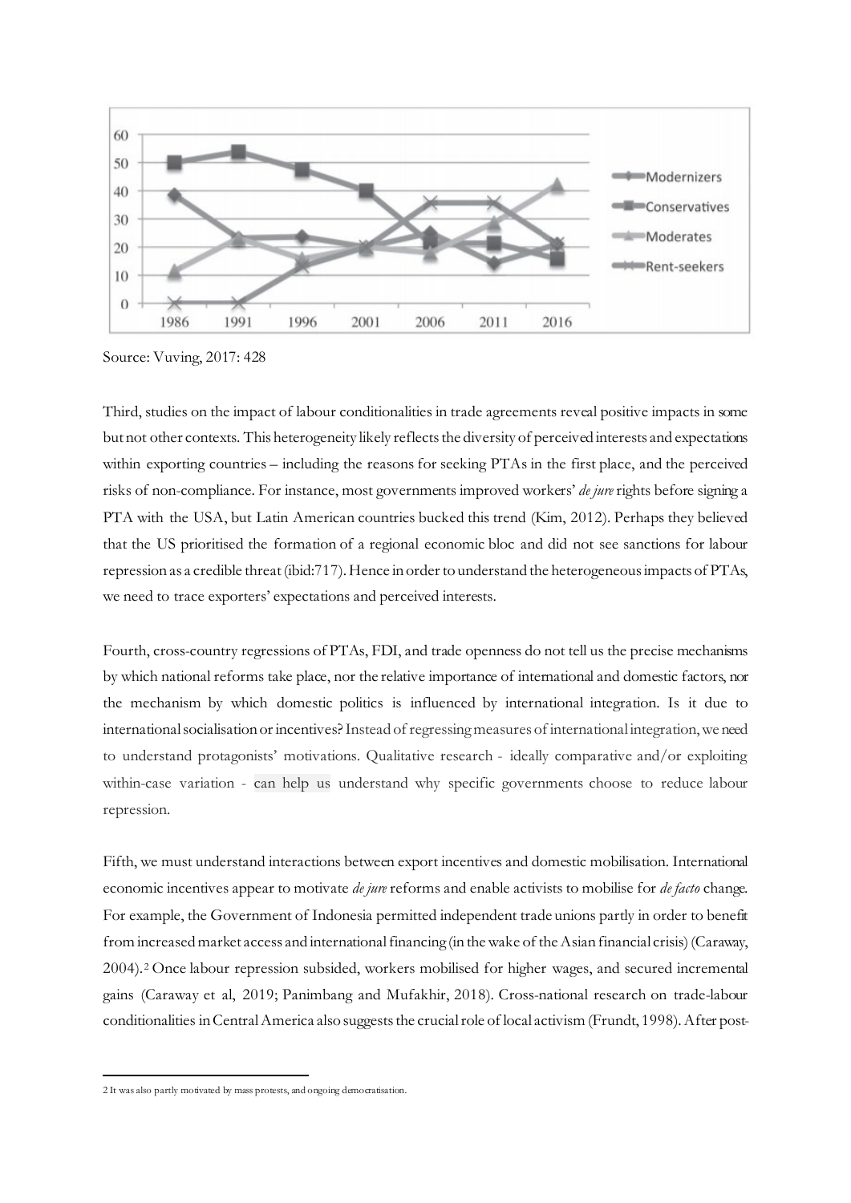Source: Vuving, 2017: 428

Third, studies on the impact of labour conditionalities in trade agreements reveal positive impacts in some but not other contexts. This heterogeneity likely reflects the diversity of perceived interests and expectations within exporting countries – including the reasons for seeking PTAs in the first place, and the perceived risks of non-compliance. For instance, most governments improved workers' *de jure* rights before signing a PTA with the USA, but Latin American countries bucked this trend (Kim, 2012). Perhaps they believed that the US prioritised the formation of a regional economic bloc and did not see sanctions for labour repression as a credible threat (ibid:717). Hence in order to understand the heterogeneous impacts of PTAs, we need to trace exporters' expectations and perceived interests.

Fourth, cross-country regressions of PTAs, FDI, and trade openness do not tell us the precise mechanisms by which national reforms take place, nor the relative importance of international and domestic factors, nor the mechanism by which domestic politics is influenced by international integration. Is it due to international socialisation or incentives? Instead of regressing measures of international integration, we need to understand protagonists' motivations. Qualitative research - ideally comparative and/or exploiting within-case variation - can help us understand why specific governments choose to reduce labour repression.

Fifth, we must understand interactions between export incentives and domestic mobilisation. International economic incentives appear to motivate *de jure* reforms and enable activists to mobilise for *de facto* change. For example, the Government of Indonesia permitted independent trade unions partly in order to benefit from increased market access and international financing (in the wake of the Asian financial crisis) (Caraway, 2004).[2] Once labour repression subsided, workers mobilised for higher wages, and secured incremental gains (Caraway et al, 2019; Panimbang and Mufakhir, 2018). Cross-national research on trade-labour conditionalities in Central America also suggests the crucial role of local activism (Frundt, 1998). After post-

[2] It was also partly motivated by mass protests, and ongoing democratisation.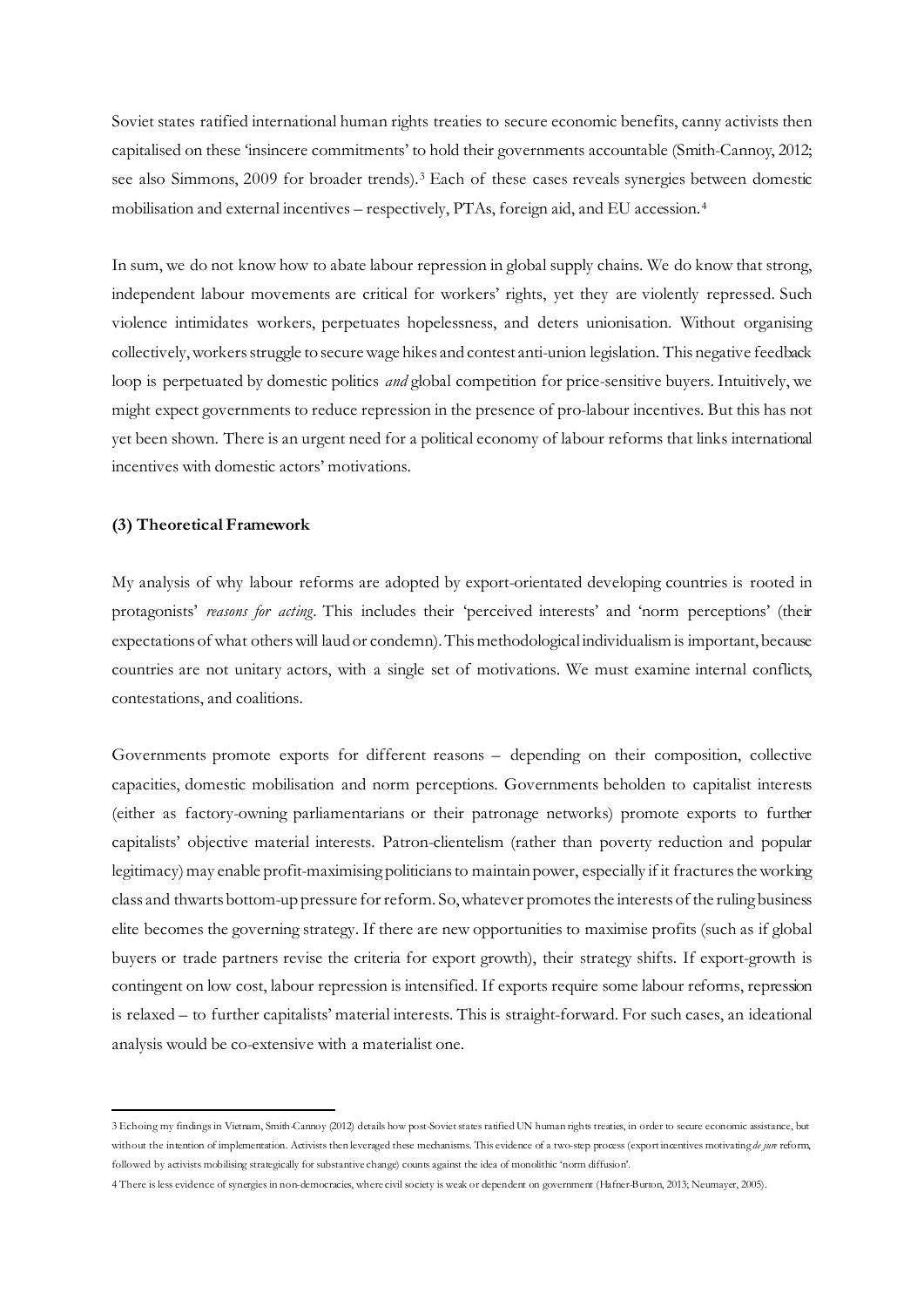Soviet states ratified international human rights treaties to secure economic benefits, canny activists then capitalised on these 'insincere commitments' to hold their governments accountable (Smith-Cannoy, 2012; see also Simmons, 2009 for broader trends).[3] Each of these cases reveals synergies between domestic mobilisation and external incentives – respectively, PTAs, foreign aid, and EU accession.[4]

In sum, we do not know how to abate labour repression in global supply chains. We do know that strong, independent labour movements are critical for workers' rights, yet they are violently repressed. Such violence intimidates workers, perpetuates hopelessness, and deters unionisation. Without organising collectively, workers struggle to secure wage hikes and contest anti-union legislation. This negative feedback loop is perpetuated by domestic politics *and* global competition for price-sensitive buyers. Intuitively, we might expect governments to reduce repression in the presence of pro-labour incentives. But this has not yet been shown. There is an urgent need for a political economy of labour reforms that links international incentives with domestic actors' motivations.

### (3) Theoretical Framework

My analysis of why labour reforms are adopted by export-orientated developing countries is rooted in protagonists' *reasons for acting*. This includes their 'perceived interests' and 'norm perceptions' (their expectations of what others will laud or condemn). This methodological individualism is important, because countries are not unitary actors, with a single set of motivations. We must examine internal conflicts, contestations, and coalitions.

Governments promote exports for different reasons – depending on their composition, collective capacities, domestic mobilisation and norm perceptions. Governments beholden to capitalist interests (either as factory-owning parliamentarians or their patronage networks) promote exports to further capitalists' objective material interests. Patron-clientelism (rather than poverty reduction and popular legitimacy) may enable profit-maximising politicians to maintain power, especially if it fractures the working class and thwarts bottom-up pressure for reform. So, whatever promotes the interests of the ruling business elite becomes the governing strategy. If there are new opportunities to maximise profits (such as if global buyers or trade partners revise the criteria for export growth), their strategy shifts. If export-growth is contingent on low cost, labour repression is intensified. If exports require some labour reforms, repression is relaxed – to further capitalists' material interests. This is straight-forward. For such cases, an ideational analysis would be co-extensive with a materialist one.

---

3 Echoing my findings in Vietnam, Smith-Cannoy (2012) details how post-Soviet states ratified UN human rights treaties, in order to secure economic assistance, but without the intention of implementation. Activists then leveraged these mechanisms. This evidence of a two-step process (export incentives motivating *de jure* reform, followed by activists mobilising strategically for substantive change) counts against the idea of monolithic 'norm diffusion'.

4 There is less evidence of synergies in non-democracies, where civil society is weak or dependent on government (Hafner-Burton, 2013; Neumayer, 2005).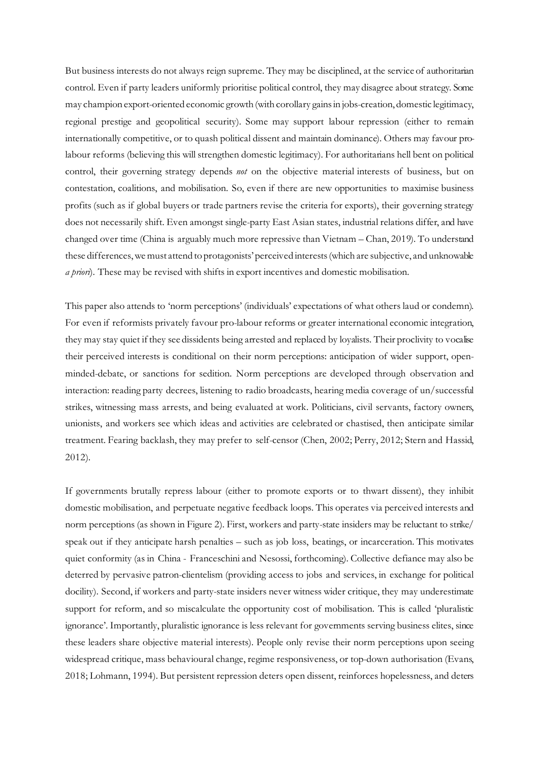But business interests do not always reign supreme. They may be disciplined, at the service of authoritarian control. Even if party leaders uniformly prioritise political control, they may disagree about strategy. Some may champion export-oriented economic growth (with corollary gains in jobs-creation, domestic legitimacy, regional prestige and geopolitical security). Some may support labour repression (either to remain internationally competitive, or to quash political dissent and maintain dominance). Others may favour pro-labour reforms (believing this will strengthen domestic legitimacy). For authoritarians hell bent on political control, their governing strategy depends *not* on the objective material interests of business, but on contestation, coalitions, and mobilisation. So, even if there are new opportunities to maximise business profits (such as if global buyers or trade partners revise the criteria for exports), their governing strategy does not necessarily shift. Even amongst single-party East Asian states, industrial relations differ, and have changed over time (China is arguably much more repressive than Vietnam – Chan, 2019). To understand these differences, we must attend to protagonists' perceived interests (which are subjective, and unknowable *a priori*). These may be revised with shifts in export incentives and domestic mobilisation.

This paper also attends to 'norm perceptions' (individuals' expectations of what others laud or condemn). For even if reformists privately favour pro-labour reforms or greater international economic integration, they may stay quiet if they see dissidents being arrested and replaced by loyalists. Their proclivity to vocalise their perceived interests is conditional on their norm perceptions: anticipation of wider support, open-minded-debate, or sanctions for sedition. Norm perceptions are developed through observation and interaction: reading party decrees, listening to radio broadcasts, hearing media coverage of un/successful strikes, witnessing mass arrests, and being evaluated at work. Politicians, civil servants, factory owners, unionists, and workers see which ideas and activities are celebrated or chastised, then anticipate similar treatment. Fearing backlash, they may prefer to self-censor (Chen, 2002; Perry, 2012; Stern and Hassid, 2012).

If governments brutally repress labour (either to promote exports or to thwart dissent), they inhibit domestic mobilisation, and perpetuate negative feedback loops. This operates via perceived interests and norm perceptions (as shown in Figure 2). First, workers and party-state insiders may be reluctant to strike/ speak out if they anticipate harsh penalties – such as job loss, beatings, or incarceration. This motivates quiet conformity (as in China - Franceschini and Nesossi, forthcoming). Collective defiance may also be deterred by pervasive patron-clientelism (providing access to jobs and services, in exchange for political docility). Second, if workers and party-state insiders never witness wider critique, they may underestimate support for reform, and so miscalculate the opportunity cost of mobilisation. This is called 'pluralistic ignorance'. Importantly, pluralistic ignorance is less relevant for governments serving business elites, since these leaders share objective material interests). People only revise their norm perceptions upon seeing widespread critique, mass behavioural change, regime responsiveness, or top-down authorisation (Evans, 2018; Lohmann, 1994). But persistent repression deters open dissent, reinforces hopelessness, and deters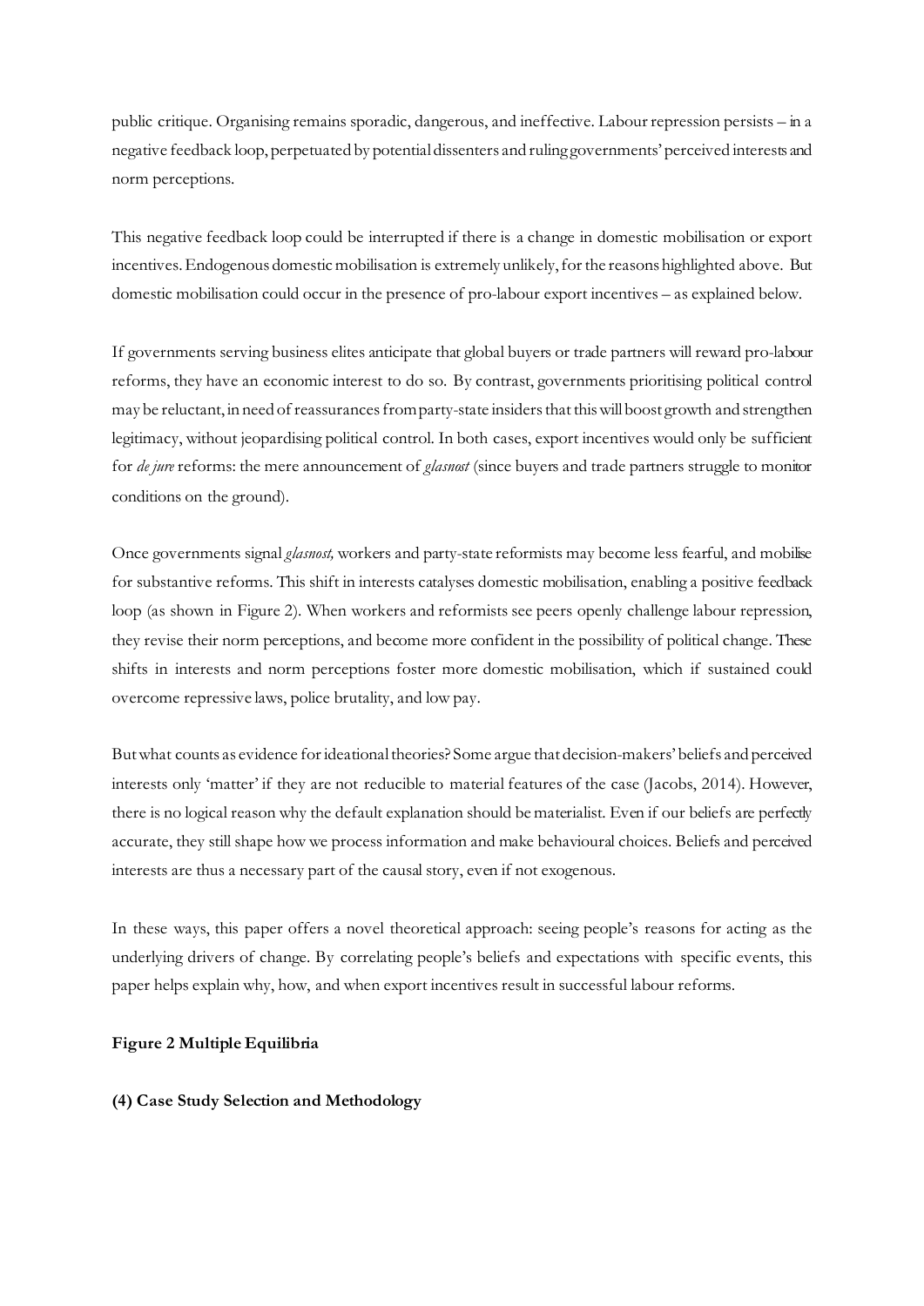public critique. Organising remains sporadic, dangerous, and ineffective. Labour repression persists – in a negative feedback loop, perpetuated by potential dissenters and ruling governments' perceived interests and norm perceptions.

This negative feedback loop could be interrupted if there is a change in domestic mobilisation or export incentives. Endogenous domestic mobilisation is extremely unlikely, for the reasons highlighted above. But domestic mobilisation could occur in the presence of pro-labour export incentives – as explained below.

If governments serving business elites anticipate that global buyers or trade partners will reward pro-labour reforms, they have an economic interest to do so. By contrast, governments prioritising political control may be reluctant, in need of reassurances from party-state insiders that this will boost growth and strengthen legitimacy, without jeopardising political control. In both cases, export incentives would only be sufficient for *de jure* reforms: the mere announcement of *glasnost* (since buyers and trade partners struggle to monitor conditions on the ground).

Once governments signal *glasnost,* workers and party-state reformists may become less fearful, and mobilise for substantive reforms. This shift in interests catalyses domestic mobilisation, enabling a positive feedback loop (as shown in Figure 2). When workers and reformists see peers openly challenge labour repression, they revise their norm perceptions, and become more confident in the possibility of political change. These shifts in interests and norm perceptions foster more domestic mobilisation, which if sustained could overcome repressive laws, police brutality, and low pay.

But what counts as evidence for ideational theories? Some argue that decision-makers' beliefs and perceived interests only 'matter' if they are not reducible to material features of the case (Jacobs, 2014). However, there is no logical reason why the default explanation should be materialist. Even if our beliefs are perfectly accurate, they still shape how we process information and make behavioural choices. Beliefs and perceived interests are thus a necessary part of the causal story, even if not exogenous.

In these ways, this paper offers a novel theoretical approach: seeing people's reasons for acting as the underlying drivers of change. By correlating people's beliefs and expectations with specific events, this paper helps explain why, how, and when export incentives result in successful labour reforms.

**Figure 2 Multiple Equilibria**

## (4) Case Study Selection and Methodology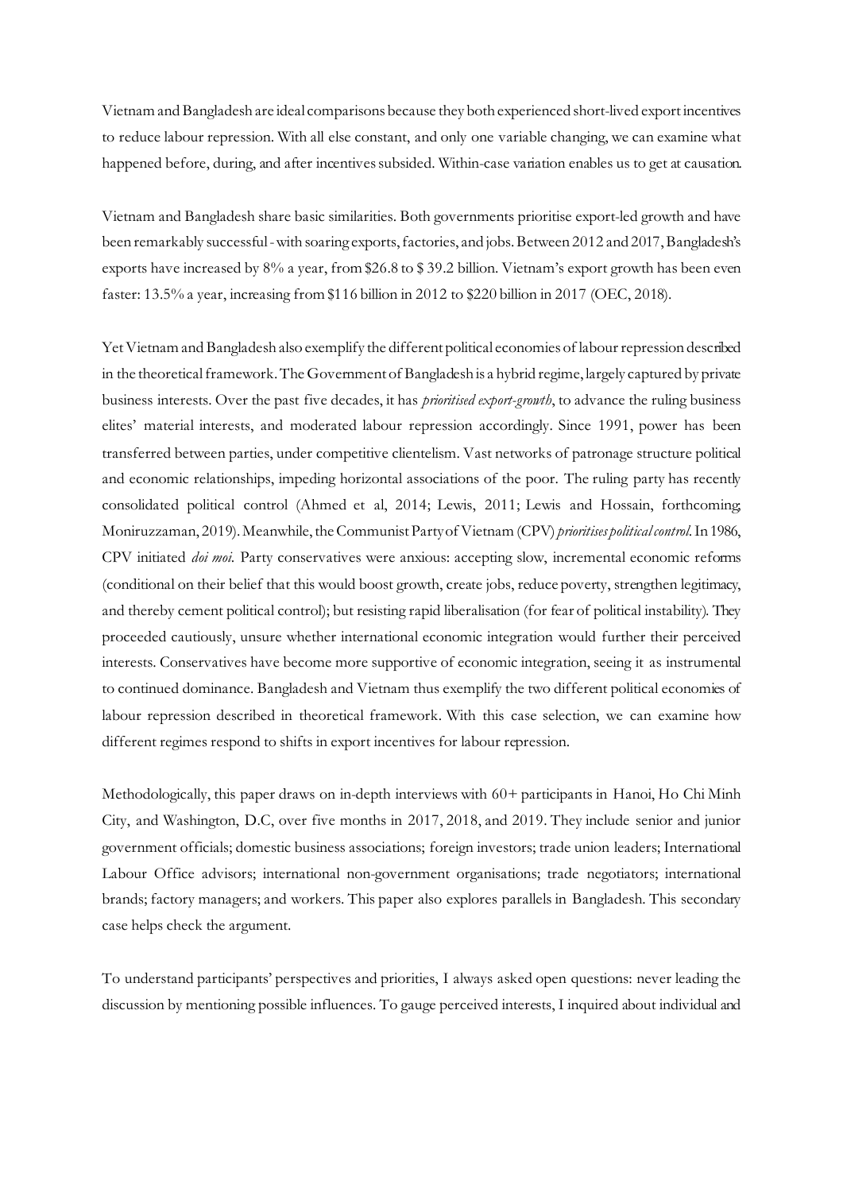Vietnam and Bangladesh are ideal comparisons because they both experienced short-lived export incentives to reduce labour repression. With all else constant, and only one variable changing, we can examine what happened before, during, and after incentives subsided. Within-case variation enables us to get at causation.

Vietnam and Bangladesh share basic similarities. Both governments prioritise export-led growth and have been remarkably successful - with soaring exports, factories, and jobs. Between 2012 and 2017, Bangladesh's exports have increased by 8% a year, from $26.8 to $ 39.2 billion. Vietnam's export growth has been even faster: 13.5% a year, increasing from $116 billion in 2012 to $220 billion in 2017 (OEC, 2018).

Yet Vietnam and Bangladesh also exemplify the different political economies of labour repression described in the theoretical framework. The Government of Bangladesh is a hybrid regime, largely captured by private business interests. Over the past five decades, it has *prioritised export-growth*, to advance the ruling business elites' material interests, and moderated labour repression accordingly. Since 1991, power has been transferred between parties, under competitive clientelism. Vast networks of patronage structure political and economic relationships, impeding horizontal associations of the poor. The ruling party has recently consolidated political control (Ahmed et al, 2014; Lewis, 2011; Lewis and Hossain, forthcoming; Moniruzzaman, 2019). Meanwhile, the Communist Party of Vietnam (CPV) *prioritises political control*. In 1986, CPV initiated *doi moi*. Party conservatives were anxious: accepting slow, incremental economic reforms (conditional on their belief that this would boost growth, create jobs, reduce poverty, strengthen legitimacy, and thereby cement political control); but resisting rapid liberalisation (for fear of political instability). They proceeded cautiously, unsure whether international economic integration would further their perceived interests. Conservatives have become more supportive of economic integration, seeing it as instrumental to continued dominance. Bangladesh and Vietnam thus exemplify the two different political economies of labour repression described in theoretical framework. With this case selection, we can examine how different regimes respond to shifts in export incentives for labour repression.

Methodologically, this paper draws on in-depth interviews with 60+ participants in Hanoi, Ho Chi Minh City, and Washington, D.C, over five months in 2017, 2018, and 2019. They include senior and junior government officials; domestic business associations; foreign investors; trade union leaders; International Labour Office advisors; international non-government organisations; trade negotiators; international brands; factory managers; and workers. This paper also explores parallels in Bangladesh. This secondary case helps check the argument.

To understand participants' perspectives and priorities, I always asked open questions: never leading the discussion by mentioning possible influences. To gauge perceived interests, I inquired about individual and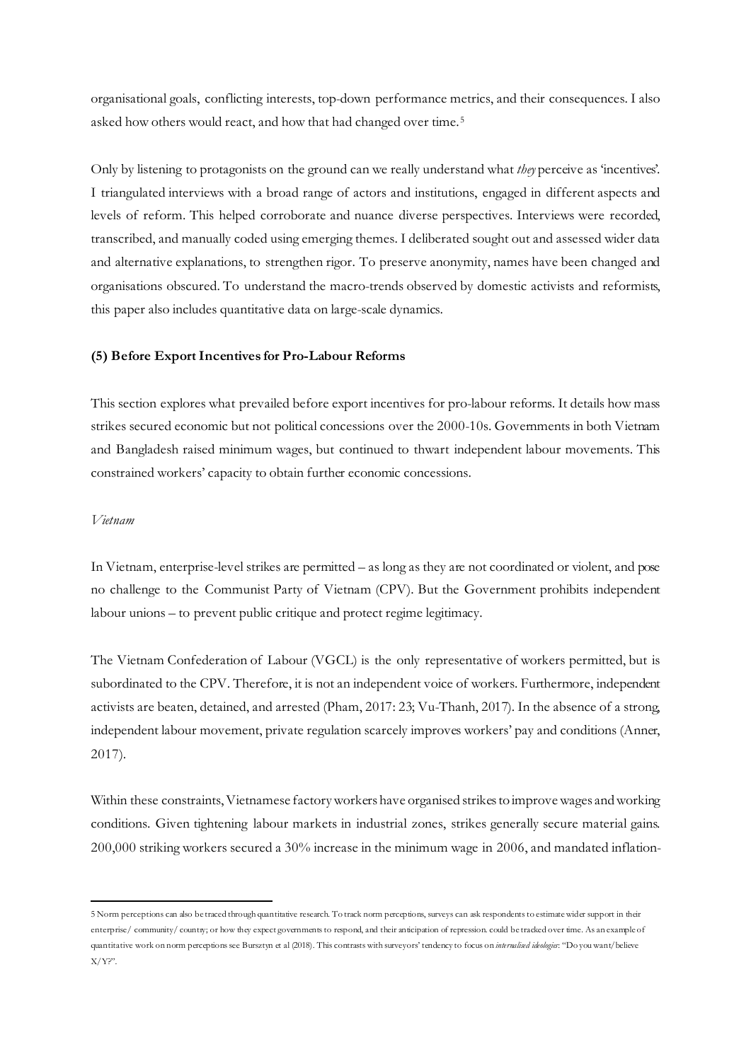organisational goals, conflicting interests, top-down performance metrics, and their consequences. I also asked how others would react, and how that had changed over time.[5]

Only by listening to protagonists on the ground can we really understand what *they* perceive as 'incentives'. I triangulated interviews with a broad range of actors and institutions, engaged in different aspects and levels of reform. This helped corroborate and nuance diverse perspectives. Interviews were recorded, transcribed, and manually coded using emerging themes. I deliberated sought out and assessed wider data and alternative explanations, to strengthen rigor. To preserve anonymity, names have been changed and organisations obscured. To understand the macro-trends observed by domestic activists and reformists, this paper also includes quantitative data on large-scale dynamics.

### (5) Before Export Incentives for Pro-Labour Reforms

This section explores what prevailed before export incentives for pro-labour reforms. It details how mass strikes secured economic but not political concessions over the 2000-10s. Governments in both Vietnam and Bangladesh raised minimum wages, but continued to thwart independent labour movements. This constrained workers' capacity to obtain further economic concessions.

#### *Vietnam*

In Vietnam, enterprise-level strikes are permitted – as long as they are not coordinated or violent, and pose no challenge to the Communist Party of Vietnam (CPV). But the Government prohibits independent labour unions – to prevent public critique and protect regime legitimacy.

The Vietnam Confederation of Labour (VGCL) is the only representative of workers permitted, but is subordinated to the CPV. Therefore, it is not an independent voice of workers. Furthermore, independent activists are beaten, detained, and arrested (Pham, 2017: 23; Vu-Thanh, 2017). In the absence of a strong, independent labour movement, private regulation scarcely improves workers' pay and conditions (Anner, 2017).

Within these constraints, Vietnamese factory workers have organised strikes to improve wages and working conditions. Given tightening labour markets in industrial zones, strikes generally secure material gains. 200,000 striking workers secured a 30% increase in the minimum wage in 2006, and mandated inflation-

---

5 Norm perceptions can also be traced through quantitative research. To track norm perceptions, surveys can ask respondents to estimate wider support in their enterprise/ community/ country; or how they expect governments to respond, and their anticipation of repression. could be tracked over time. As an example of quantitative work on norm perceptions see Bursztyn et al (2018). This contrasts with surveyors' tendency to focus on *internalised ideologies*: "Do you want/believe X/Y?".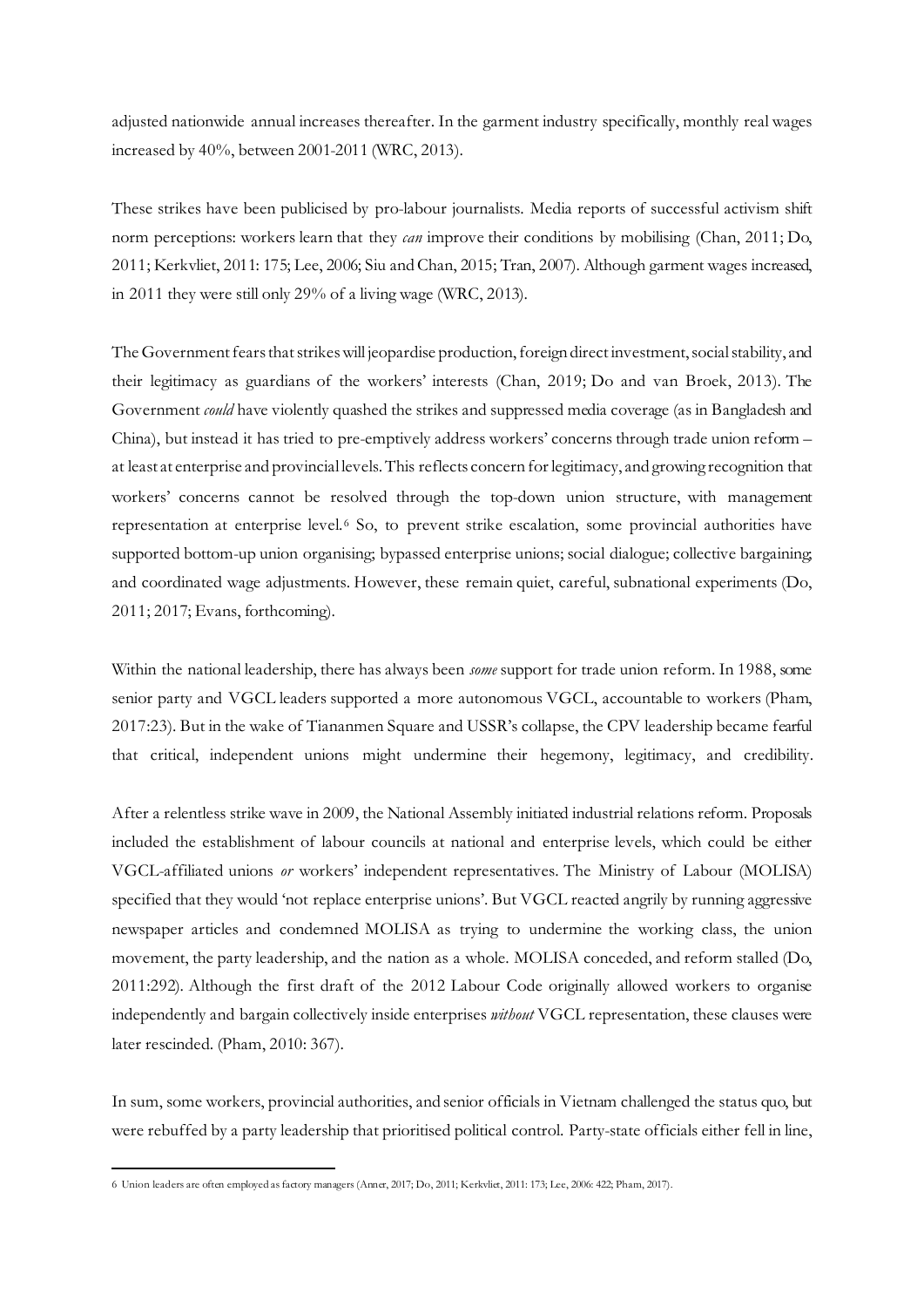adjusted nationwide annual increases thereafter. In the garment industry specifically, monthly real wages increased by 40%, between 2001-2011 (WRC, 2013).

These strikes have been publicised by pro-labour journalists. Media reports of successful activism shift norm perceptions: workers learn that they *can* improve their conditions by mobilising (Chan, 2011; Do, 2011; Kerkvliet, 2011: 175; Lee, 2006; Siu and Chan, 2015; Tran, 2007). Although garment wages increased, in 2011 they were still only 29% of a living wage (WRC, 2013).

The Government fears that strikes will jeopardise production, foreign direct investment, social stability, and their legitimacy as guardians of the workers' interests (Chan, 2019; Do and van Broek, 2013). The Government *could* have violently quashed the strikes and suppressed media coverage (as in Bangladesh and China), but instead it has tried to pre-emptively address workers' concerns through trade union reform – at least at enterprise and provincial levels. This reflects concern for legitimacy, and growing recognition that workers' concerns cannot be resolved through the top-down union structure, with management representation at enterprise level.[6] So, to prevent strike escalation, some provincial authorities have supported bottom-up union organising; bypassed enterprise unions; social dialogue; collective bargaining; and coordinated wage adjustments. However, these remain quiet, careful, subnational experiments (Do, 2011; 2017; Evans, forthcoming).

Within the national leadership, there has always been *some* support for trade union reform. In 1988, some senior party and VGCL leaders supported a more autonomous VGCL, accountable to workers (Pham, 2017:23). But in the wake of Tiananmen Square and USSR's collapse, the CPV leadership became fearful that critical, independent unions might undermine their hegemony, legitimacy, and credibility.

After a relentless strike wave in 2009, the National Assembly initiated industrial relations reform. Proposals included the establishment of labour councils at national and enterprise levels, which could be either VGCL-affiliated unions *or* workers' independent representatives. The Ministry of Labour (MOLISA) specified that they would 'not replace enterprise unions'. But VGCL reacted angrily by running aggressive newspaper articles and condemned MOLISA as trying to undermine the working class, the union movement, the party leadership, and the nation as a whole. MOLISA conceded, and reform stalled (Do, 2011:292). Although the first draft of the 2012 Labour Code originally allowed workers to organise independently and bargain collectively inside enterprises *without* VGCL representation, these clauses were later rescinded. (Pham, 2010: 367).

In sum, some workers, provincial authorities, and senior officials in Vietnam challenged the status quo, but were rebuffed by a party leadership that prioritised political control. Party-state officials either fell in line,

[6] Union leaders are often employed as factory managers (Anner, 2017; Do, 2011; Kerkvliet, 2011: 173; Lee, 2006: 422; Pham, 2017).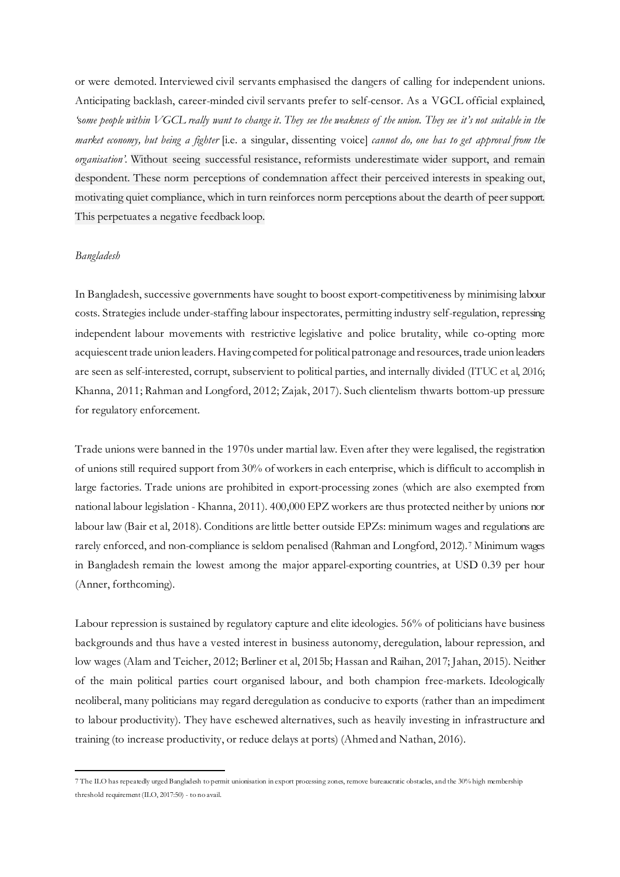or were demoted. Interviewed civil servants emphasised the dangers of calling for independent unions. Anticipating backlash, career-minded civil servants prefer to self-censor. As a VGCL official explained, *'some people within VGCL really want to change it. They see the weakness of the union. They see it's not suitable in the market economy, but being a fighter* [i.e. a singular, dissenting voice] *cannot do, one has to get approval from the organisation'.* Without seeing successful resistance, reformists underestimate wider support, and remain despondent. These norm perceptions of condemnation affect their perceived interests in speaking out, motivating quiet compliance, which in turn reinforces norm perceptions about the dearth of peer support. This perpetuates a negative feedback loop.

*Bangladesh*

In Bangladesh, successive governments have sought to boost export-competitiveness by minimising labour costs. Strategies include under-staffing labour inspectorates, permitting industry self-regulation, repressing independent labour movements with restrictive legislative and police brutality, while co-opting more acquiescent trade union leaders. Having competed for political patronage and resources, trade union leaders are seen as self-interested, corrupt, subservient to political parties, and internally divided (ITUC et al, 2016; Khanna, 2011; Rahman and Longford, 2012; Zajak, 2017). Such clientelism thwarts bottom-up pressure for regulatory enforcement.

Trade unions were banned in the 1970s under martial law. Even after they were legalised, the registration of unions still required support from 30% of workers in each enterprise, which is difficult to accomplish in large factories. Trade unions are prohibited in export-processing zones (which are also exempted from national labour legislation - Khanna, 2011). 400,000 EPZ workers are thus protected neither by unions nor labour law (Bair et al, 2018). Conditions are little better outside EPZs: minimum wages and regulations are rarely enforced, and non-compliance is seldom penalised (Rahman and Longford, 2012).[7] Minimum wages in Bangladesh remain the lowest among the major apparel-exporting countries, at USD 0.39 per hour (Anner, forthcoming).

Labour repression is sustained by regulatory capture and elite ideologies. 56% of politicians have business backgrounds and thus have a vested interest in business autonomy, deregulation, labour repression, and low wages (Alam and Teicher, 2012; Berliner et al, 2015b; Hassan and Raihan, 2017; Jahan, 2015). Neither of the main political parties court organised labour, and both champion free-markets. Ideologically neoliberal, many politicians may regard deregulation as conducive to exports (rather than an impediment to labour productivity). They have eschewed alternatives, such as heavily investing in infrastructure and training (to increase productivity, or reduce delays at ports) (Ahmed and Nathan, 2016).

7 The ILO has repeatedly urged Bangladesh to permit unionisation in export processing zones, remove bureaucratic obstacles, and the 30% high membership threshold requirement (ILO, 2017:50) - to no avail.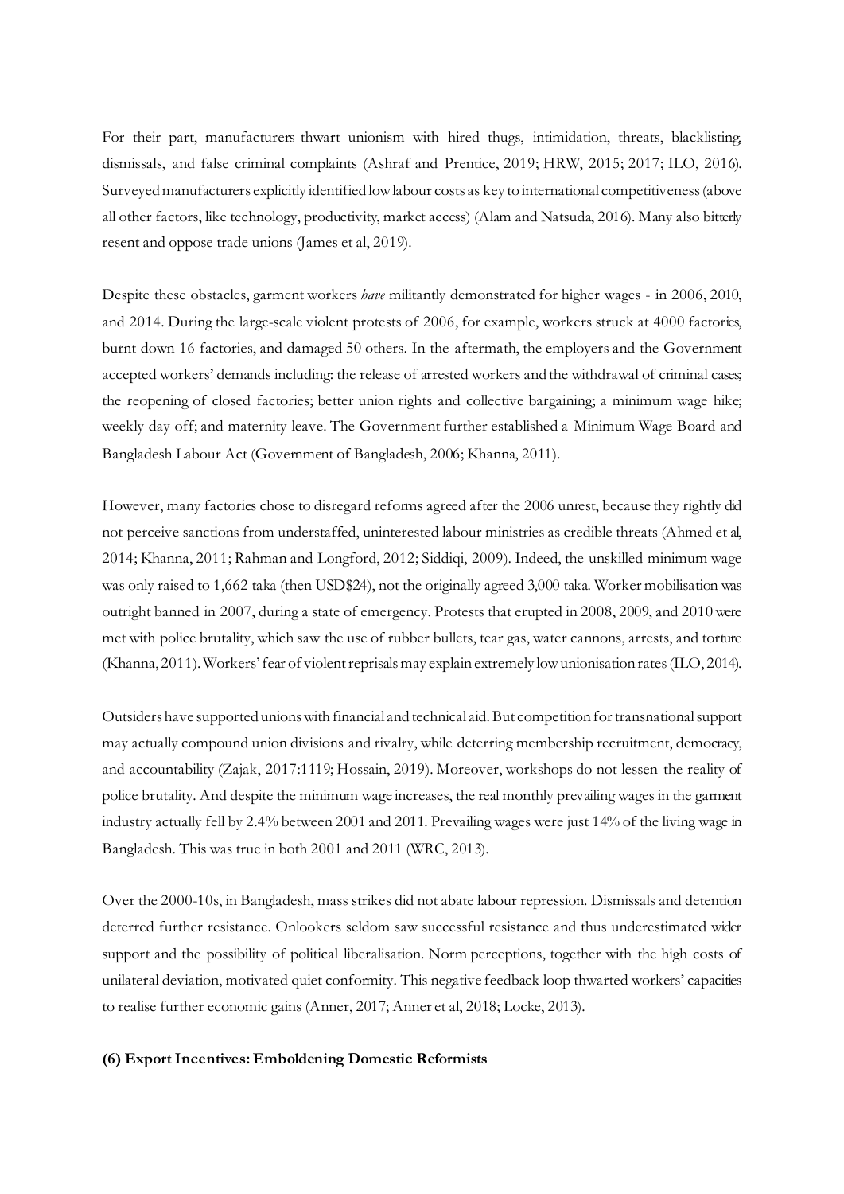For their part, manufacturers thwart unionism with hired thugs, intimidation, threats, blacklisting, dismissals, and false criminal complaints (Ashraf and Prentice, 2019; HRW, 2015; 2017; ILO, 2016). Surveyed manufacturers explicitly identified low labour costs as key to international competitiveness (above all other factors, like technology, productivity, market access) (Alam and Natsuda, 2016). Many also bitterly resent and oppose trade unions (James et al, 2019).

Despite these obstacles, garment workers *have* militantly demonstrated for higher wages - in 2006, 2010, and 2014. During the large-scale violent protests of 2006, for example, workers struck at 4000 factories, burnt down 16 factories, and damaged 50 others. In the aftermath, the employers and the Government accepted workers' demands including: the release of arrested workers and the withdrawal of criminal cases; the reopening of closed factories; better union rights and collective bargaining; a minimum wage hike; weekly day off; and maternity leave. The Government further established a Minimum Wage Board and Bangladesh Labour Act (Government of Bangladesh, 2006; Khanna, 2011).

However, many factories chose to disregard reforms agreed after the 2006 unrest, because they rightly did not perceive sanctions from understaffed, uninterested labour ministries as credible threats (Ahmed et al, 2014; Khanna, 2011; Rahman and Longford, 2012; Siddiqi, 2009). Indeed, the unskilled minimum wage was only raised to 1,662 taka (then USD$24), not the originally agreed 3,000 taka. Worker mobilisation was outright banned in 2007, during a state of emergency. Protests that erupted in 2008, 2009, and 2010 were met with police brutality, which saw the use of rubber bullets, tear gas, water cannons, arrests, and torture (Khanna, 2011). Workers' fear of violent reprisals may explain extremely low unionisation rates (ILO, 2014).

Outsiders have supported unions with financial and technical aid. But competition for transnational support may actually compound union divisions and rivalry, while deterring membership recruitment, democracy, and accountability (Zajak, 2017:1119; Hossain, 2019). Moreover, workshops do not lessen the reality of police brutality. And despite the minimum wage increases, the real monthly prevailing wages in the garment industry actually fell by 2.4% between 2001 and 2011. Prevailing wages were just 14% of the living wage in Bangladesh. This was true in both 2001 and 2011 (WRC, 2013).

Over the 2000-10s, in Bangladesh, mass strikes did not abate labour repression. Dismissals and detention deterred further resistance. Onlookers seldom saw successful resistance and thus underestimated wider support and the possibility of political liberalisation. Norm perceptions, together with the high costs of unilateral deviation, motivated quiet conformity. This negative feedback loop thwarted workers' capacities to realise further economic gains (Anner, 2017; Anner et al, 2018; Locke, 2013).

### (6) Export Incentives: Emboldening Domestic Reformists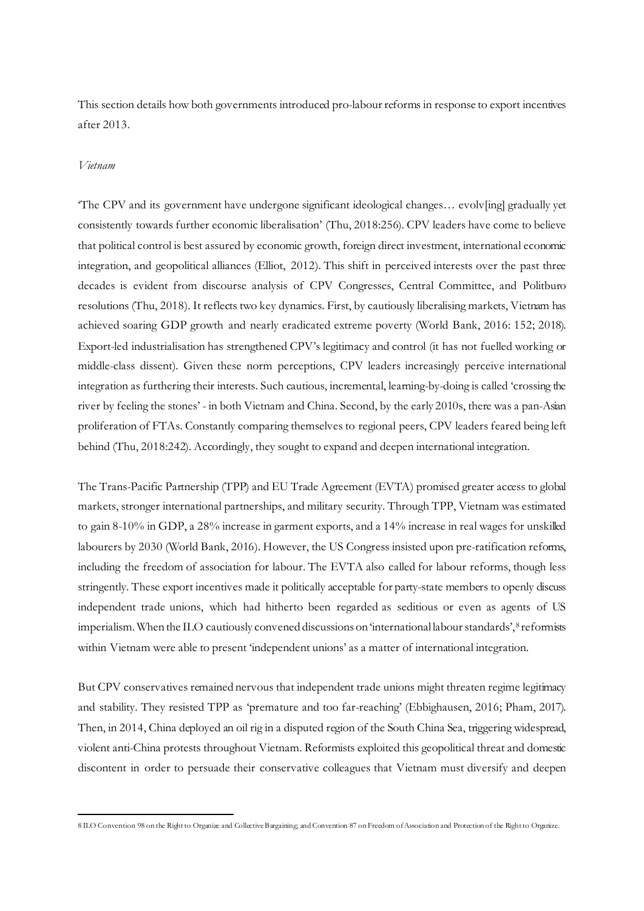This section details how both governments introduced pro-labour reforms in response to export incentives after 2013.

*Vietnam*

'The CPV and its government have undergone significant ideological changes… evolv[ing] gradually yet consistently towards further economic liberalisation' (Thu, 2018:256). CPV leaders have come to believe that political control is best assured by economic growth, foreign direct investment, international economic integration, and geopolitical alliances (Elliot, 2012). This shift in perceived interests over the past three decades is evident from discourse analysis of CPV Congresses, Central Committee, and Politburo resolutions (Thu, 2018). It reflects two key dynamics. First, by cautiously liberalising markets, Vietnam has achieved soaring GDP growth and nearly eradicated extreme poverty (World Bank, 2016: 152; 2018). Export-led industrialisation has strengthened CPV's legitimacy and control (it has not fuelled working or middle-class dissent). Given these norm perceptions, CPV leaders increasingly perceive international integration as furthering their interests. Such cautious, incremental, learning-by-doing is called 'crossing the river by feeling the stones' - in both Vietnam and China. Second, by the early 2010s, there was a pan-Asian proliferation of FTAs. Constantly comparing themselves to regional peers, CPV leaders feared being left behind (Thu, 2018:242). Accordingly, they sought to expand and deepen international integration.

The Trans-Pacific Partnership (TPP) and EU Trade Agreement (EVTA) promised greater access to global markets, stronger international partnerships, and military security. Through TPP, Vietnam was estimated to gain 8-10% in GDP, a 28% increase in garment exports, and a 14% increase in real wages for unskilled labourers by 2030 (World Bank, 2016). However, the US Congress insisted upon pre-ratification reforms, including the freedom of association for labour. The EVTA also called for labour reforms, though less stringently. These export incentives made it politically acceptable for party-state members to openly discuss independent trade unions, which had hitherto been regarded as seditious or even as agents of US imperialism. When the ILO cautiously convened discussions on 'international labour standards',[8] reformists within Vietnam were able to present 'independent unions' as a matter of international integration.

But CPV conservatives remained nervous that independent trade unions might threaten regime legitimacy and stability. They resisted TPP as 'premature and too far-reaching' (Ebbighausen, 2016; Pham, 2017). Then, in 2014, China deployed an oil rig in a disputed region of the South China Sea, triggering widespread, violent anti-China protests throughout Vietnam. Reformists exploited this geopolitical threat and domestic discontent in order to persuade their conservative colleagues that Vietnam must diversify and deepen

---

8 ILO Convention 98 on the Right to Organize and Collective Bargaining; and Convention 87 on Freedom of Association and Protection of the Right to Organize.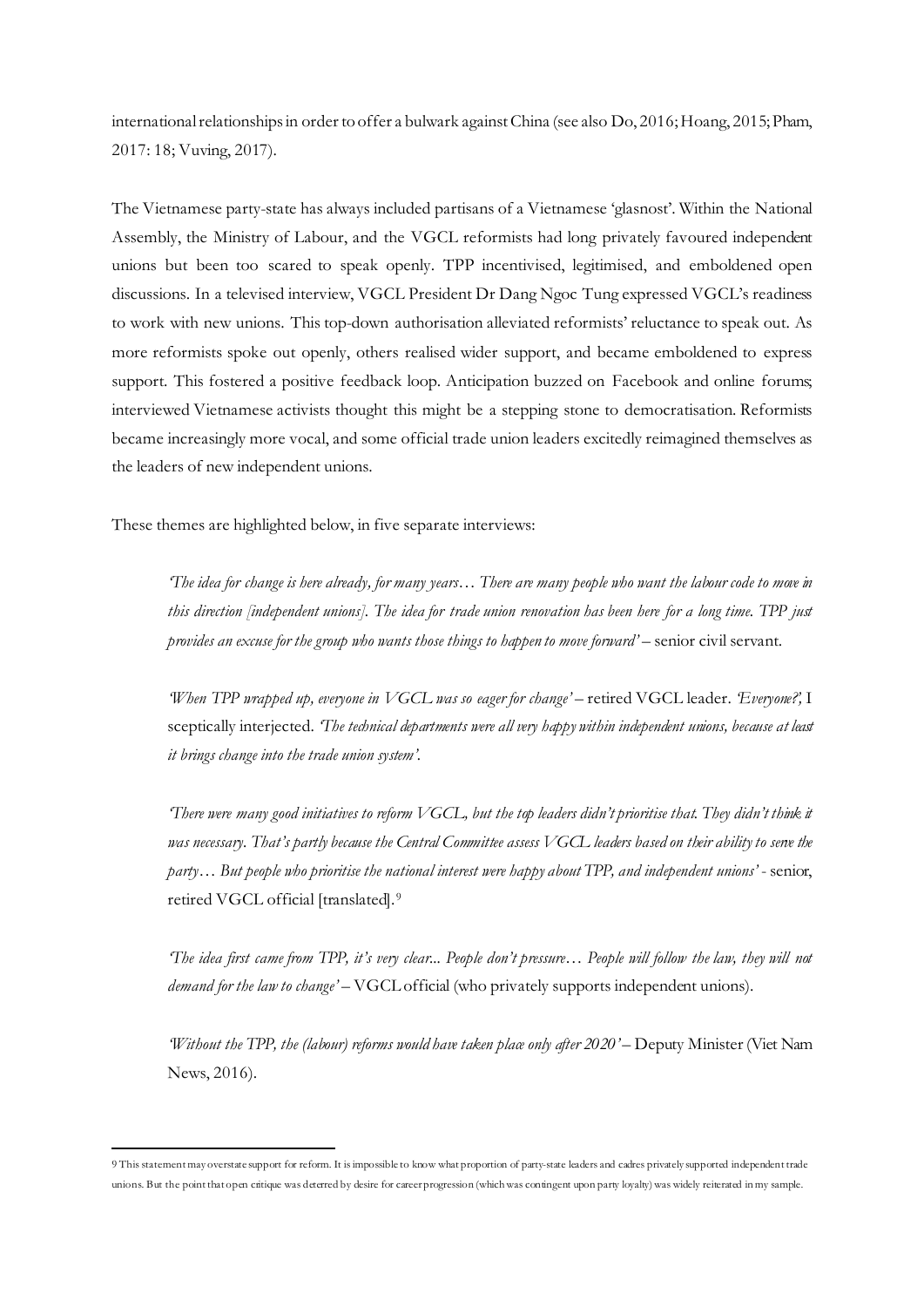international relationships in order to offer a bulwark against China (see also Do, 2016; Hoang, 2015; Pham, 2017: 18; Vuving, 2017).

The Vietnamese party-state has always included partisans of a Vietnamese 'glasnost'. Within the National Assembly, the Ministry of Labour, and the VGCL reformists had long privately favoured independent unions but been too scared to speak openly. TPP incentivised, legitimised, and emboldened open discussions. In a televised interview, VGCL President Dr Dang Ngoc Tung expressed VGCL's readiness to work with new unions. This top-down authorisation alleviated reformists' reluctance to speak out. As more reformists spoke out openly, others realised wider support, and became emboldened to express support. This fostered a positive feedback loop. Anticipation buzzed on Facebook and online forums; interviewed Vietnamese activists thought this might be a stepping stone to democratisation. Reformists became increasingly more vocal, and some official trade union leaders excitedly reimagined themselves as the leaders of new independent unions.

These themes are highlighted below, in five separate interviews:

> *'The idea for change is here already, for many years… There are many people who want the labour code to move in this direction [independent unions]. The idea for trade union renovation has been here for a long time. TPP just provides an excuse for the group who wants those things to happen to move forward'* – senior civil servant.
>
> *'When TPP wrapped up, everyone in VGCL was so eager for change'* – retired VGCL leader. *'Everyone?',* I sceptically interjected. *'The technical departments were all very happy within independent unions, because at least it brings change into the trade union system'.*
>
> *'There were many good initiatives to reform VGCL, but the top leaders didn't prioritise that. They didn't think it was necessary. That's partly because the Central Committee assess VGCL leaders based on their ability to serve the party… But people who prioritise the national interest were happy about TPP, and independent unions'* - senior, retired VGCL official [translated].[9]
>
> *'The idea first came from TPP, it's very clear... People don't pressure… People will follow the law, they will not demand for the law to change'* – VGCL official (who privately supports independent unions).
>
> *'Without the TPP, the (labour) reforms would have taken place only after 2020'* – Deputy Minister (Viet Nam News, 2016).

---

9 This statement may overstate support for reform. It is impossible to know what proportion of party-state leaders and cadres privately supported independent trade unions. But the point that open critique was deterred by desire for career progression (which was contingent upon party loyalty) was widely reiterated in my sample.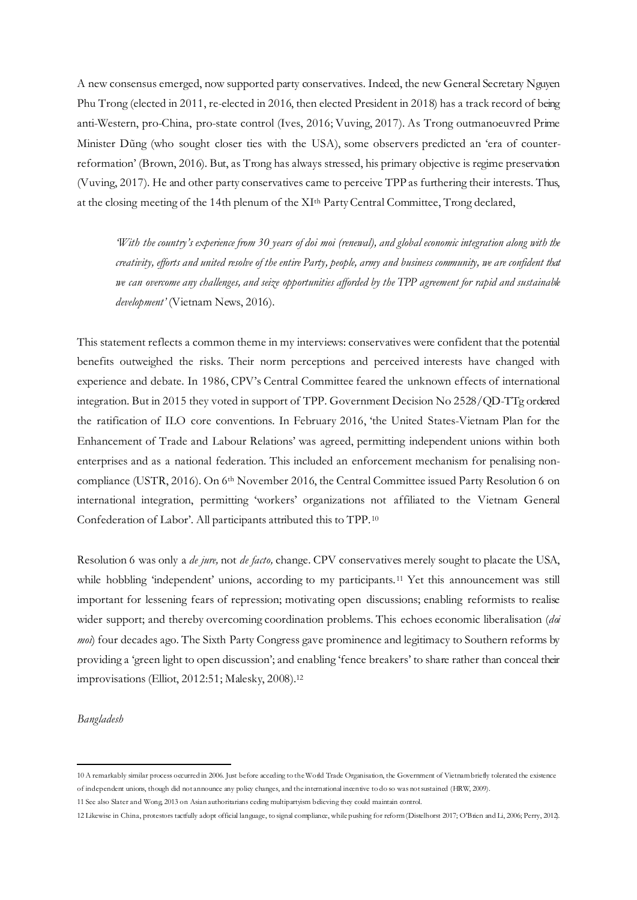A new consensus emerged, now supported party conservatives. Indeed, the new General Secretary Nguyen Phu Trong (elected in 2011, re-elected in 2016, then elected President in 2018) has a track record of being anti-Western, pro-China, pro-state control (Ives, 2016; Vuving, 2017). As Trong outmanoeuvred Prime Minister Dũng (who sought closer ties with the USA), some observers predicted an 'era of counter-reformation' (Brown, 2016). But, as Trong has always stressed, his primary objective is regime preservation (Vuving, 2017). He and other party conservatives came to perceive TPP as furthering their interests. Thus, at the closing meeting of the 14th plenum of the XIth Party Central Committee, Trong declared,

> *'With the country's experience from 30 years of doi moi (renewal), and global economic integration along with the creativity, efforts and united resolve of the entire Party, people, army and business community, we are confident that we can overcome any challenges, and seize opportunities afforded by the TPP agreement for rapid and sustainable development'* (Vietnam News, 2016).

This statement reflects a common theme in my interviews: conservatives were confident that the potential benefits outweighed the risks. Their norm perceptions and perceived interests have changed with experience and debate. In 1986, CPV's Central Committee feared the unknown effects of international integration. But in 2015 they voted in support of TPP. Government Decision No 2528/QD-TTg ordered the ratification of ILO core conventions. In February 2016, 'the United States-Vietnam Plan for the Enhancement of Trade and Labour Relations' was agreed, permitting independent unions within both enterprises and as a national federation. This included an enforcement mechanism for penalising non-compliance (USTR, 2016). On 6th November 2016, the Central Committee issued Party Resolution 6 on international integration, permitting 'workers' organizations not affiliated to the Vietnam General Confederation of Labor'. All participants attributed this to TPP.[10]

Resolution 6 was only a *de jure,* not *de facto,* change. CPV conservatives merely sought to placate the USA, while hobbling 'independent' unions, according to my participants.[11] Yet this announcement was still important for lessening fears of repression; motivating open discussions; enabling reformists to realise wider support; and thereby overcoming coordination problems. This echoes economic liberalisation (*doi moi*) four decades ago. The Sixth Party Congress gave prominence and legitimacy to Southern reforms by providing a 'green light to open discussion'; and enabling 'fence breakers' to share rather than conceal their improvisations (Elliot, 2012:51; Malesky, 2008).[12]

*Bangladesh*

---

10 A remarkably similar process occurred in 2006. Just before acceding to the World Trade Organisation, the Government of Vietnam briefly tolerated the existence of independent unions, though did not announce any policy changes, and the international incentive to do so was not sustained (HRW, 2009).

11 See also Slater and Wong, 2013 on Asian authoritarians ceding multipartyism believing they could maintain control.

12 Likewise in China, protestors tactfully adopt official language, to signal compliance, while pushing for reform (Distelhorst 2017; O'Brien and Li, 2006; Perry, 2012).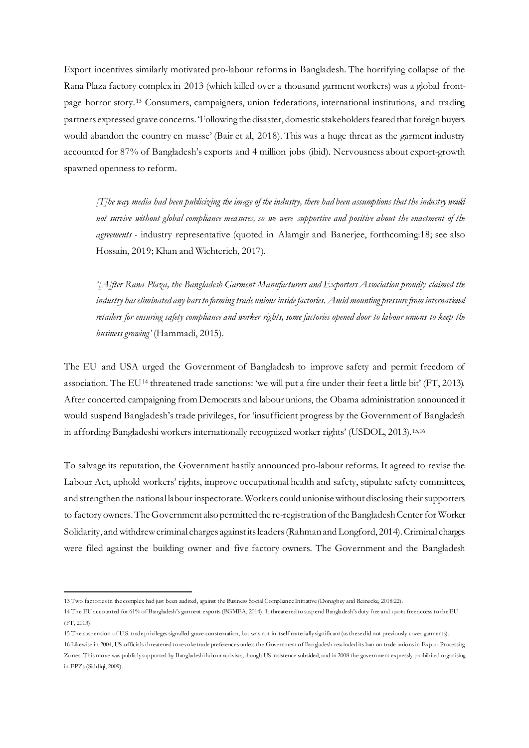Export incentives similarly motivated pro-labour reforms in Bangladesh. The horrifying collapse of the Rana Plaza factory complex in 2013 (which killed over a thousand garment workers) was a global front-page horror story.[13] Consumers, campaigners, union federations, international institutions, and trading partners expressed grave concerns. 'Following the disaster, domestic stakeholders feared that foreign buyers would abandon the country en masse' (Bair et al, 2018). This was a huge threat as the garment industry accounted for 87% of Bangladesh's exports and 4 million jobs (ibid). Nervousness about export-growth spawned openness to reform.

> *[T]he way media had been publicizing the image of the industry, there had been assumptions that the industry would not survive without global compliance measures, so we were supportive and positive about the enactment of the agreements* - industry representative (quoted in Alamgir and Banerjee, forthcoming:18; see also Hossain, 2019; Khan and Wichterich, 2017).

> *'[A]fter Rana Plaza, the Bangladesh Garment Manufacturers and Exporters Association proudly claimed the industry has eliminated any bars to forming trade unions inside factories. Amid mounting pressure from international retailers for ensuring safety compliance and worker rights, some factories opened door to labour unions to keep the business growing'* (Hammadi, 2015).

The EU and USA urged the Government of Bangladesh to improve safety and permit freedom of association. The EU[14] threatened trade sanctions: 'we will put a fire under their feet a little bit' (FT, 2013). After concerted campaigning from Democrats and labour unions, the Obama administration announced it would suspend Bangladesh's trade privileges, for 'insufficient progress by the Government of Bangladesh in affording Bangladeshi workers internationally recognized worker rights' (USDOL, 2013).[15,16]

To salvage its reputation, the Government hastily announced pro-labour reforms. It agreed to revise the Labour Act, uphold workers' rights, improve occupational health and safety, stipulate safety committees, and strengthen the national labour inspectorate. Workers could unionise without disclosing their supporters to factory owners. The Government also permitted the re-registration of the Bangladesh Center for Worker Solidarity, and withdrew criminal charges against its leaders (Rahman and Longford, 2014). Criminal charges were filed against the building owner and five factory owners. The Government and the Bangladesh

---

13 Two factories in the complex had just been audited, against the Business Social Compliance Initiative (Donaghey and Reinecke, 2018:22).

14 The EU accounted for 61% of Bangladesh's garment exports (BGMEA, 2014). It threatened to suspend Bangladesh's duty free and quota free access to the EU (FT, 2013)

15 The suspension of U.S. trade privileges signalled grave consternation, but was not in itself materially significant (as these did not previously cover garments).

16 Likewise in 2004, US officials threatened to revoke trade preferences unless the Government of Bangladesh rescinded its ban on trade unions in Export Processing Zones. This move was publicly supported by Bangladeshi labour activists, though US insistence subsided, and in 2008 the government expressly prohibited organising in EPZs (Siddiqi, 2009).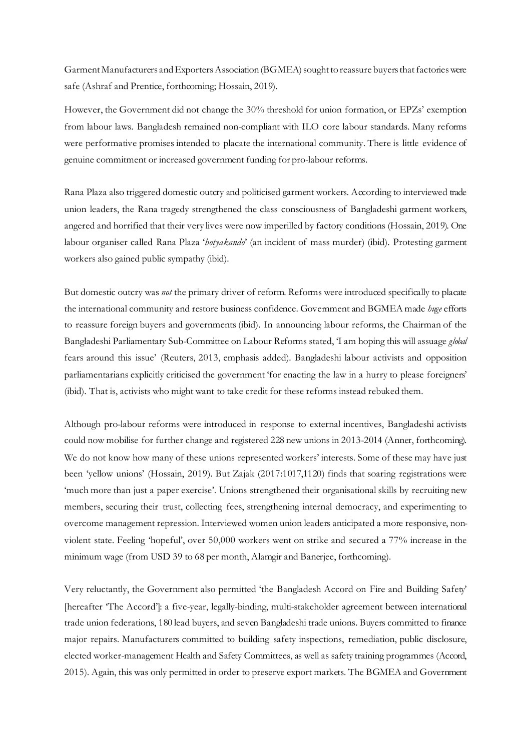Garment Manufacturers and Exporters Association (BGMEA) sought to reassure buyers that factories were safe (Ashraf and Prentice, forthcoming; Hossain, 2019).

However, the Government did not change the 30% threshold for union formation, or EPZs' exemption from labour laws. Bangladesh remained non-compliant with ILO core labour standards. Many reforms were performative promises intended to placate the international community. There is little evidence of genuine commitment or increased government funding for pro-labour reforms.

Rana Plaza also triggered domestic outcry and politicised garment workers. According to interviewed trade union leaders, the Rana tragedy strengthened the class consciousness of Bangladeshi garment workers, angered and horrified that their very lives were now imperilled by factory conditions (Hossain, 2019). One labour organiser called Rana Plaza '*hotyakando*' (an incident of mass murder) (ibid). Protesting garment workers also gained public sympathy (ibid).

But domestic outcry was *not* the primary driver of reform. Reforms were introduced specifically to placate the international community and restore business confidence. Government and BGMEA made *huge* efforts to reassure foreign buyers and governments (ibid). In announcing labour reforms, the Chairman of the Bangladeshi Parliamentary Sub-Committee on Labour Reforms stated, 'I am hoping this will assuage *global* fears around this issue' (Reuters, 2013, emphasis added). Bangladeshi labour activists and opposition parliamentarians explicitly criticised the government 'for enacting the law in a hurry to please foreigners' (ibid). That is, activists who might want to take credit for these reforms instead rebuked them.

Although pro-labour reforms were introduced in response to external incentives, Bangladeshi activists could now mobilise for further change and registered 228 new unions in 2013-2014 (Anner, forthcoming). We do not know how many of these unions represented workers' interests. Some of these may have just been 'yellow unions' (Hossain, 2019). But Zajak (2017:1017,1120) finds that soaring registrations were 'much more than just a paper exercise'. Unions strengthened their organisational skills by recruiting new members, securing their trust, collecting fees, strengthening internal democracy, and experimenting to overcome management repression. Interviewed women union leaders anticipated a more responsive, non-violent state. Feeling 'hopeful', over 50,000 workers went on strike and secured a 77% increase in the minimum wage (from USD 39 to 68 per month, Alamgir and Banerjee, forthcoming).

Very reluctantly, the Government also permitted 'the Bangladesh Accord on Fire and Building Safety' [hereafter 'The Accord']: a five-year, legally-binding, multi-stakeholder agreement between international trade union federations, 180 lead buyers, and seven Bangladeshi trade unions. Buyers committed to finance major repairs. Manufacturers committed to building safety inspections, remediation, public disclosure, elected worker-management Health and Safety Committees, as well as safety training programmes (Accord, 2015). Again, this was only permitted in order to preserve export markets. The BGMEA and Government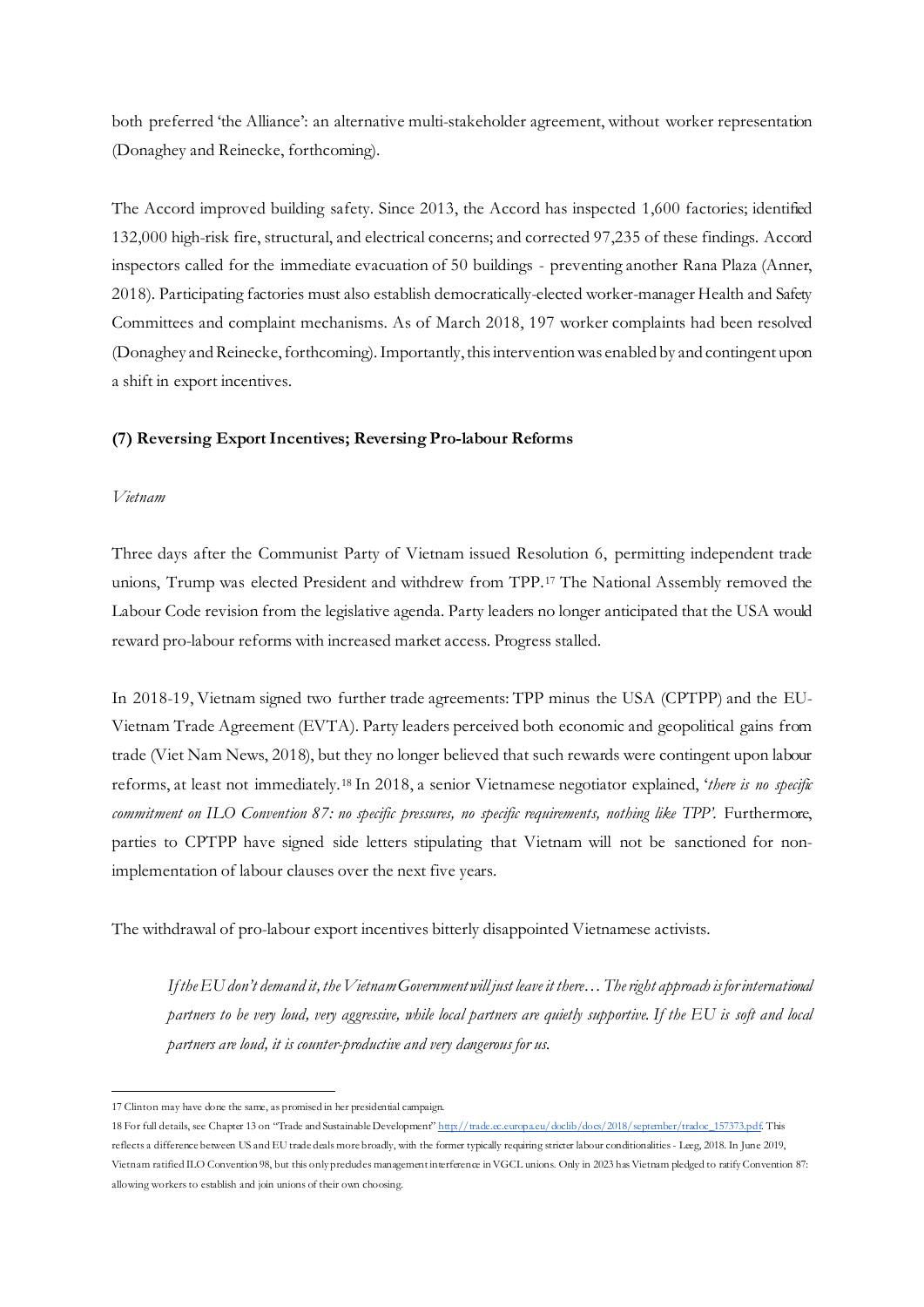both preferred 'the Alliance': an alternative multi-stakeholder agreement, without worker representation (Donaghey and Reinecke, forthcoming).

The Accord improved building safety. Since 2013, the Accord has inspected 1,600 factories; identified 132,000 high-risk fire, structural, and electrical concerns; and corrected 97,235 of these findings. Accord inspectors called for the immediate evacuation of 50 buildings - preventing another Rana Plaza (Anner, 2018). Participating factories must also establish democratically-elected worker-manager Health and Safety Committees and complaint mechanisms. As of March 2018, 197 worker complaints had been resolved (Donaghey and Reinecke, forthcoming). Importantly, this intervention was enabled by and contingent upon a shift in export incentives.

### (7) Reversing Export Incentives; Reversing Pro-labour Reforms

*Vietnam*

Three days after the Communist Party of Vietnam issued Resolution 6, permitting independent trade unions, Trump was elected President and withdrew from TPP.[17] The National Assembly removed the Labour Code revision from the legislative agenda. Party leaders no longer anticipated that the USA would reward pro-labour reforms with increased market access. Progress stalled.

In 2018-19, Vietnam signed two further trade agreements: TPP minus the USA (CPTPP) and the EU-Vietnam Trade Agreement (EVTA). Party leaders perceived both economic and geopolitical gains from trade (Viet Nam News, 2018), but they no longer believed that such rewards were contingent upon labour reforms, at least not immediately.[18] In 2018, a senior Vietnamese negotiator explained, '*there is no specific commitment on ILO Convention 87: no specific pressures, no specific requirements, nothing like TPP*'. Furthermore, parties to CPTPP have signed side letters stipulating that Vietnam will not be sanctioned for non-implementation of labour clauses over the next five years.

The withdrawal of pro-labour export incentives bitterly disappointed Vietnamese activists.

> *If the EU don't demand it, the Vietnam Government will just leave it there… The right approach is for international partners to be very loud, very aggressive, while local partners are quietly supportive. If the EU is soft and local partners are loud, it is counter-productive and very dangerous for us.*

---

17 Clinton may have done the same, as promised in her presidential campaign.

18 For full details, see Chapter 13 on "Trade and Sustainable Development" http://trade.ec.europa.eu/doclib/docs/2018/september/tradoc_157373.pdf. This reflects a difference between US and EU trade deals more broadly, with the former typically requiring stricter labour conditionalities - Leeg, 2018. In June 2019, Vietnam ratified ILO Convention 98, but this only precludes management interference in VGCL unions. Only in 2023 has Vietnam pledged to ratify Convention 87: allowing workers to establish and join unions of their own choosing.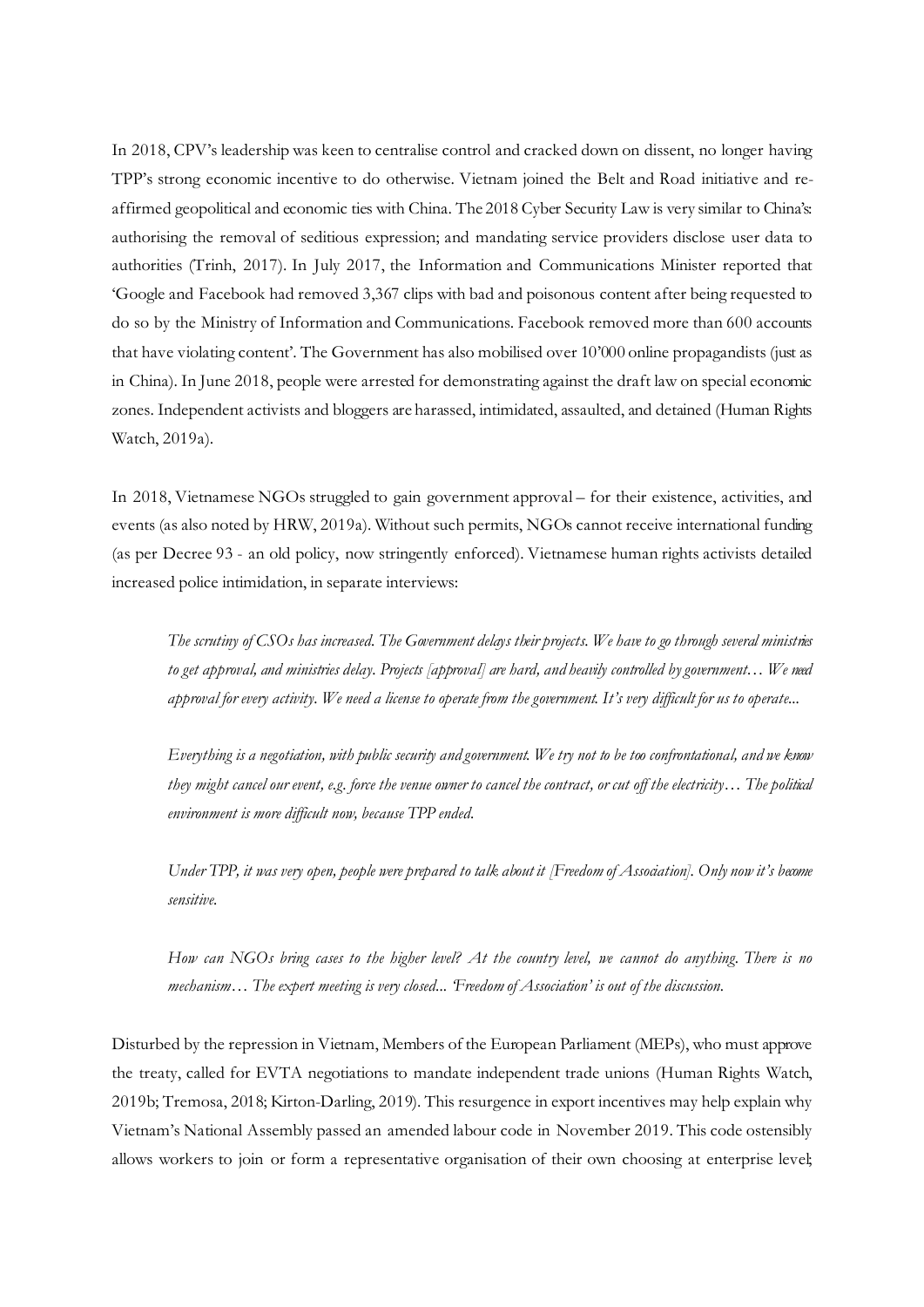In 2018, CPV's leadership was keen to centralise control and cracked down on dissent, no longer having TPP's strong economic incentive to do otherwise. Vietnam joined the Belt and Road initiative and re-affirmed geopolitical and economic ties with China. The 2018 Cyber Security Law is very similar to China's: authorising the removal of seditious expression; and mandating service providers disclose user data to authorities (Trinh, 2017). In July 2017, the Information and Communications Minister reported that 'Google and Facebook had removed 3,367 clips with bad and poisonous content after being requested to do so by the Ministry of Information and Communications. Facebook removed more than 600 accounts that have violating content'. The Government has also mobilised over 10'000 online propagandists (just as in China). In June 2018, people were arrested for demonstrating against the draft law on special economic zones. Independent activists and bloggers are harassed, intimidated, assaulted, and detained (Human Rights Watch, 2019a).

In 2018, Vietnamese NGOs struggled to gain government approval – for their existence, activities, and events (as also noted by HRW, 2019a). Without such permits, NGOs cannot receive international funding (as per Decree 93 - an old policy, now stringently enforced). Vietnamese human rights activists detailed increased police intimidation, in separate interviews:

> *The scrutiny of CSOs has increased. The Government delays their projects. We have to go through several ministries to get approval, and ministries delay. Projects [approval] are hard, and heavily controlled by government… We need approval for every activity. We need a license to operate from the government. It's very difficult for us to operate...*
>
> *Everything is a negotiation, with public security and government. We try not to be too confrontational, and we know they might cancel our event, e.g. force the venue owner to cancel the contract, or cut off the electricity… The political environment is more difficult now, because TPP ended.*
>
> *Under TPP, it was very open, people were prepared to talk about it [Freedom of Association]. Only now it's become sensitive.*
>
> *How can NGOs bring cases to the higher level? At the country level, we cannot do anything. There is no mechanism… The expert meeting is very closed... 'Freedom of Association' is out of the discussion.*

Disturbed by the repression in Vietnam, Members of the European Parliament (MEPs), who must approve the treaty, called for EVTA negotiations to mandate independent trade unions (Human Rights Watch, 2019b; Tremosa, 2018; Kirton-Darling, 2019). This resurgence in export incentives may help explain why Vietnam's National Assembly passed an amended labour code in November 2019. This code ostensibly allows workers to join or form a representative organisation of their own choosing at enterprise level;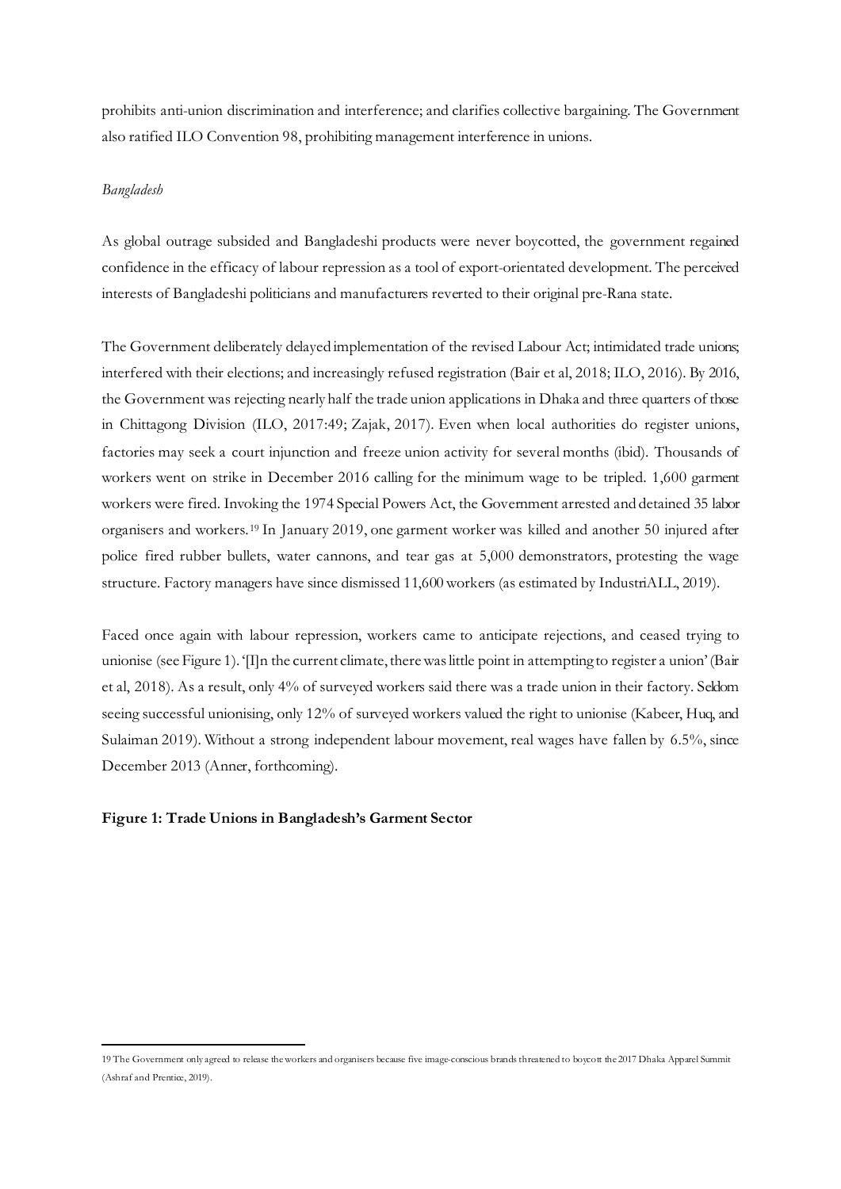prohibits anti-union discrimination and interference; and clarifies collective bargaining. The Government also ratified ILO Convention 98, prohibiting management interference in unions.

*Bangladesh*

As global outrage subsided and Bangladeshi products were never boycotted, the government regained confidence in the efficacy of labour repression as a tool of export-orientated development. The perceived interests of Bangladeshi politicians and manufacturers reverted to their original pre-Rana state.

The Government deliberately delayed implementation of the revised Labour Act; intimidated trade unions; interfered with their elections; and increasingly refused registration (Bair et al, 2018; ILO, 2016). By 2016, the Government was rejecting nearly half the trade union applications in Dhaka and three quarters of those in Chittagong Division (ILO, 2017:49; Zajak, 2017). Even when local authorities do register unions, factories may seek a court injunction and freeze union activity for several months (ibid). Thousands of workers went on strike in December 2016 calling for the minimum wage to be tripled. 1,600 garment workers were fired. Invoking the 1974 Special Powers Act, the Government arrested and detained 35 labor organisers and workers.[19] In January 2019, one garment worker was killed and another 50 injured after police fired rubber bullets, water cannons, and tear gas at 5,000 demonstrators, protesting the wage structure. Factory managers have since dismissed 11,600 workers (as estimated by IndustriALL, 2019).

Faced once again with labour repression, workers came to anticipate rejections, and ceased trying to unionise (see Figure 1). '[I]n the current climate, there was little point in attempting to register a union' (Bair et al, 2018). As a result, only 4% of surveyed workers said there was a trade union in their factory. Seldom seeing successful unionising, only 12% of surveyed workers valued the right to unionise (Kabeer, Huq, and Sulaiman 2019). Without a strong independent labour movement, real wages have fallen by 6.5%, since December 2013 (Anner, forthcoming).

**Figure 1: Trade Unions in Bangladesh's Garment Sector**

19 The Government only agreed to release the workers and organisers because five image-conscious brands threatened to boycott the 2017 Dhaka Apparel Summit (Ashraf and Prentice, 2019).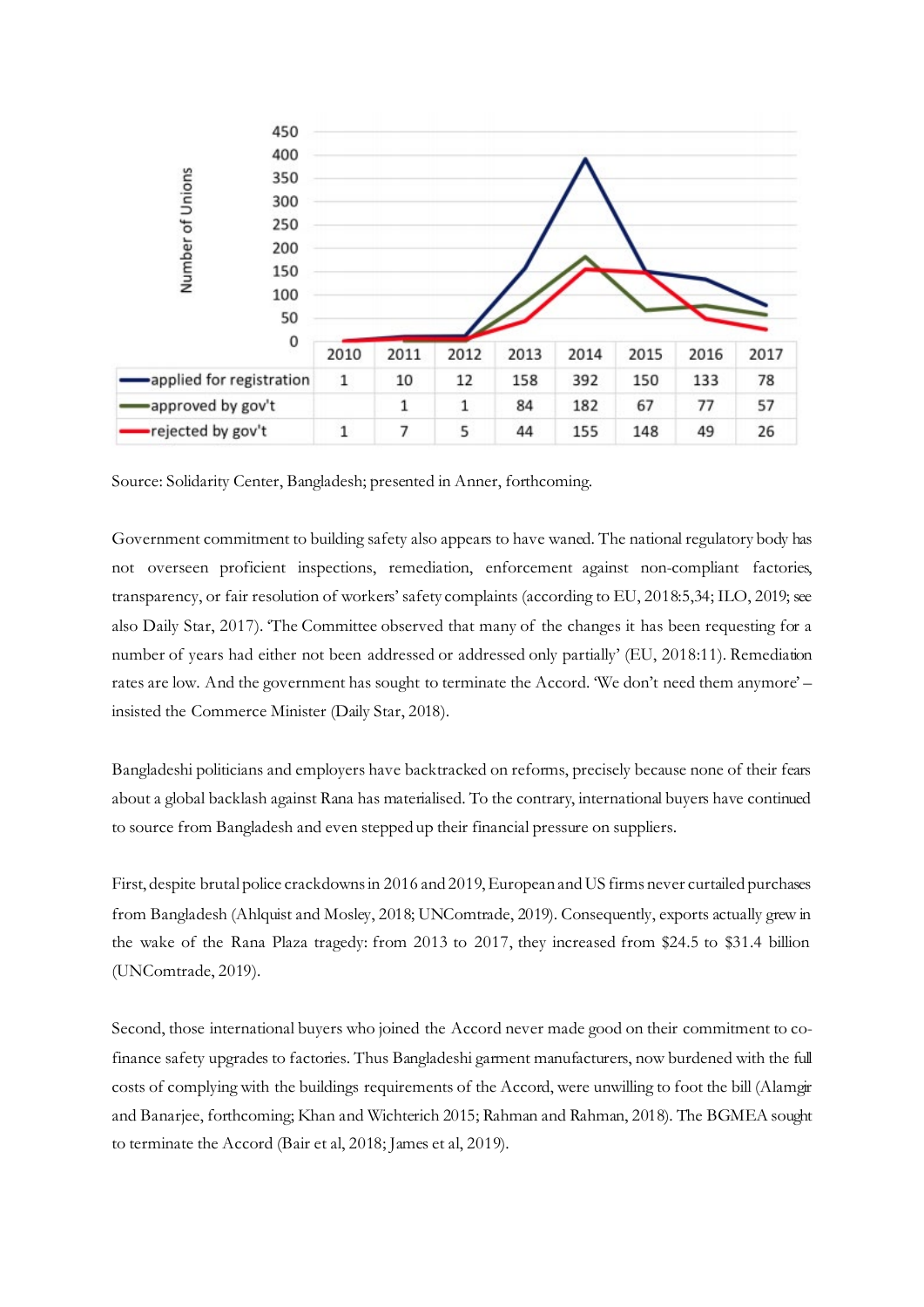| | 2010 | 2011 | 2012 | 2013 | 2014 | 2015 | 2016 | 2017 |
|---|---|---|---|---|---|---|---|---|
| applied for registration | 1 | 10 | 12 | 158 | 392 | 150 | 133 | 78 |
| approved by gov't | | 1 | 1 | 84 | 182 | 67 | 77 | 57 |
| rejected by gov't | 1 | 7 | 5 | 44 | 155 | 148 | 49 | 26 |

Source: Solidarity Center, Bangladesh; presented in Anner, forthcoming.

Government commitment to building safety also appears to have waned. The national regulatory body has not overseen proficient inspections, remediation, enforcement against non-compliant factories, transparency, or fair resolution of workers' safety complaints (according to EU, 2018:5,34; ILO, 2019; see also Daily Star, 2017). 'The Committee observed that many of the changes it has been requesting for a number of years had either not been addressed or addressed only partially' (EU, 2018:11). Remediation rates are low. And the government has sought to terminate the Accord. 'We don't need them anymore' – insisted the Commerce Minister (Daily Star, 2018).

Bangladeshi politicians and employers have backtracked on reforms, precisely because none of their fears about a global backlash against Rana has materialised. To the contrary, international buyers have continued to source from Bangladesh and even stepped up their financial pressure on suppliers.

First, despite brutal police crackdowns in 2016 and 2019, European and US firms never curtailed purchases from Bangladesh (Ahlquist and Mosley, 2018; UNComtrade, 2019). Consequently, exports actually grew in the wake of the Rana Plaza tragedy: from 2013 to 2017, they increased from \$24.5 to \$31.4 billion (UNComtrade, 2019).

Second, those international buyers who joined the Accord never made good on their commitment to co-finance safety upgrades to factories. Thus Bangladeshi garment manufacturers, now burdened with the full costs of complying with the buildings requirements of the Accord, were unwilling to foot the bill (Alamgir and Banarjee, forthcoming; Khan and Wichterich 2015; Rahman and Rahman, 2018). The BGMEA sought to terminate the Accord (Bair et al, 2018; James et al, 2019).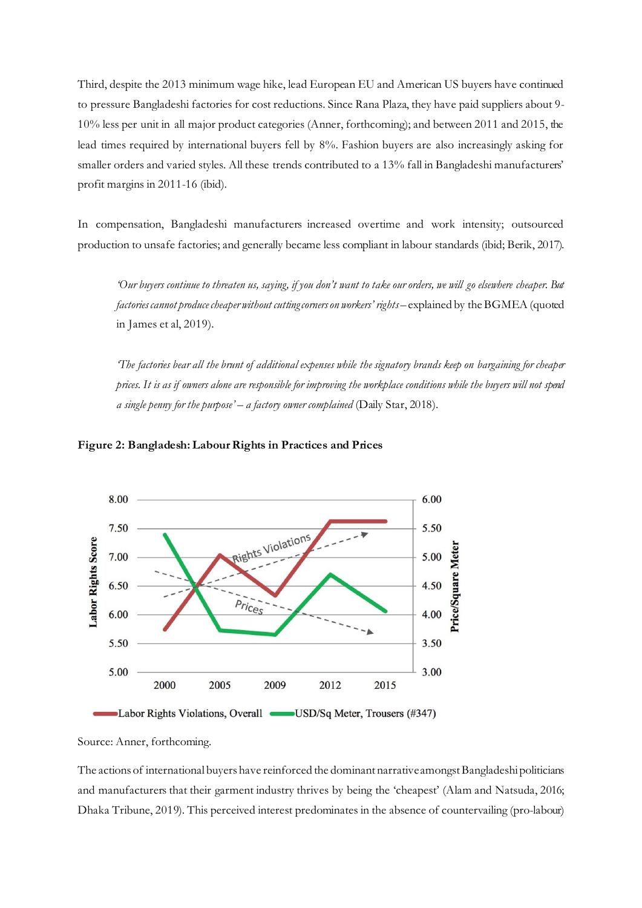Third, despite the 2013 minimum wage hike, lead European EU and American US buyers have continued to pressure Bangladeshi factories for cost reductions. Since Rana Plaza, they have paid suppliers about 9-10% less per unit in all major product categories (Anner, forthcoming); and between 2011 and 2015, the lead times required by international buyers fell by 8%. Fashion buyers are also increasingly asking for smaller orders and varied styles. All these trends contributed to a 13% fall in Bangladeshi manufacturers' profit margins in 2011-16 (ibid).

In compensation, Bangladeshi manufacturers increased overtime and work intensity; outsourced production to unsafe factories; and generally became less compliant in labour standards (ibid; Berik, 2017).

> *'Our buyers continue to threaten us, saying, if you don't want to take our orders, we will go elsewhere cheaper. But factories cannot produce cheaper without cutting corners on workers' rights* – explained by the BGMEA (quoted in James et al, 2019).

> *'The factories bear all the brunt of additional expenses while the signatory brands keep on bargaining for cheaper prices. It is as if owners alone are responsible for improving the workplace conditions while the buyers will not spend a single penny for the purpose' – a factory owner complained* (Daily Star, 2018).

**Figure 2: Bangladesh: Labour Rights in Practices and Prices**

Source: Anner, forthcoming.

The actions of international buyers have reinforced the dominant narrative amongst Bangladeshi politicians and manufacturers that their garment industry thrives by being the 'cheapest' (Alam and Natsuda, 2016; Dhaka Tribune, 2019). This perceived interest predominates in the absence of countervailing (pro-labour)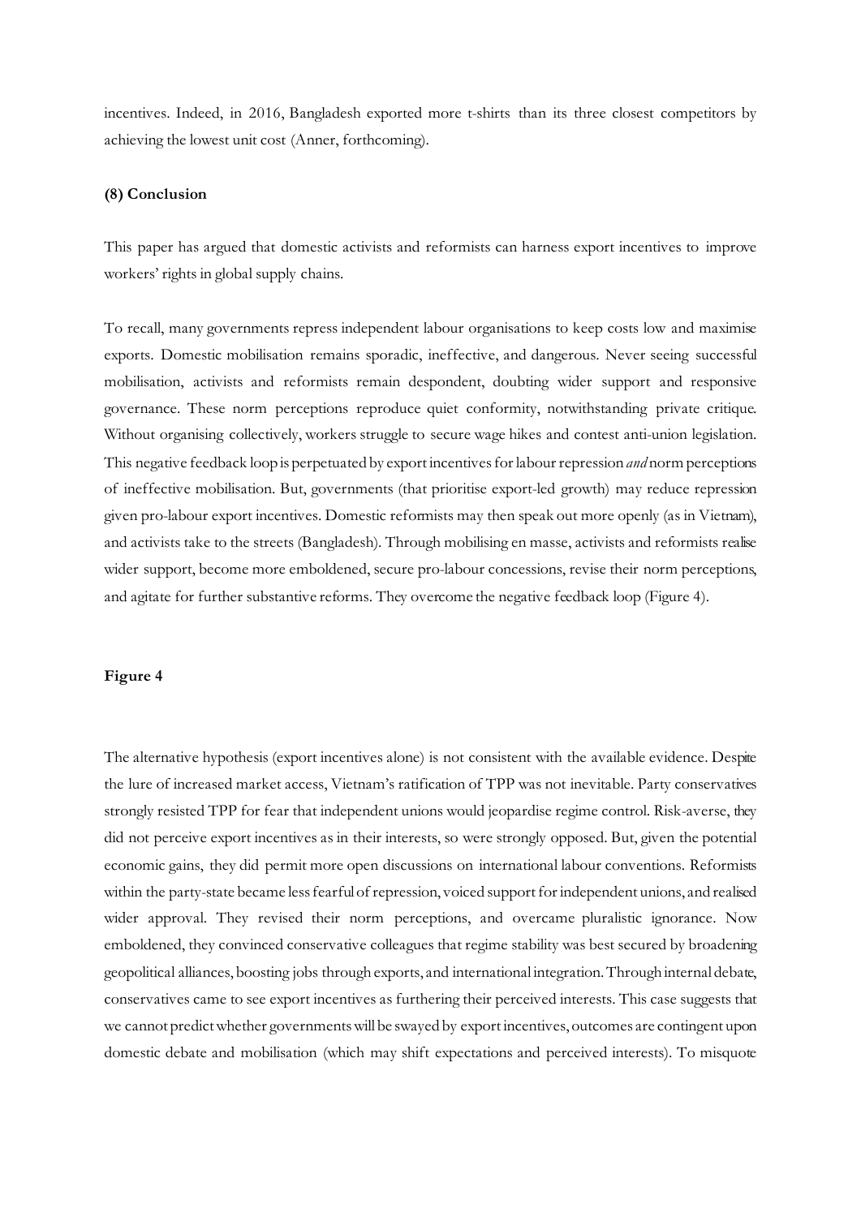incentives. Indeed, in 2016, Bangladesh exported more t-shirts than its three closest competitors by achieving the lowest unit cost (Anner, forthcoming).

## (8) Conclusion

This paper has argued that domestic activists and reformists can harness export incentives to improve workers' rights in global supply chains.

To recall, many governments repress independent labour organisations to keep costs low and maximise exports. Domestic mobilisation remains sporadic, ineffective, and dangerous. Never seeing successful mobilisation, activists and reformists remain despondent, doubting wider support and responsive governance. These norm perceptions reproduce quiet conformity, notwithstanding private critique. Without organising collectively, workers struggle to secure wage hikes and contest anti-union legislation. This negative feedback loop is perpetuated by export incentives for labour repression *and* norm perceptions of ineffective mobilisation. But, governments (that prioritise export-led growth) may reduce repression given pro-labour export incentives. Domestic reformists may then speak out more openly (as in Vietnam), and activists take to the streets (Bangladesh). Through mobilising en masse, activists and reformists realise wider support, become more emboldened, secure pro-labour concessions, revise their norm perceptions, and agitate for further substantive reforms. They overcome the negative feedback loop (Figure 4).

**Figure 4**

The alternative hypothesis (export incentives alone) is not consistent with the available evidence. Despite the lure of increased market access, Vietnam's ratification of TPP was not inevitable. Party conservatives strongly resisted TPP for fear that independent unions would jeopardise regime control. Risk-averse, they did not perceive export incentives as in their interests, so were strongly opposed. But, given the potential economic gains, they did permit more open discussions on international labour conventions. Reformists within the party-state became less fearful of repression, voiced support for independent unions, and realised wider approval. They revised their norm perceptions, and overcame pluralistic ignorance. Now emboldened, they convinced conservative colleagues that regime stability was best secured by broadening geopolitical alliances, boosting jobs through exports, and international integration. Through internal debate, conservatives came to see export incentives as furthering their perceived interests. This case suggests that we cannot predict whether governments will be swayed by export incentives, outcomes are contingent upon domestic debate and mobilisation (which may shift expectations and perceived interests). To misquote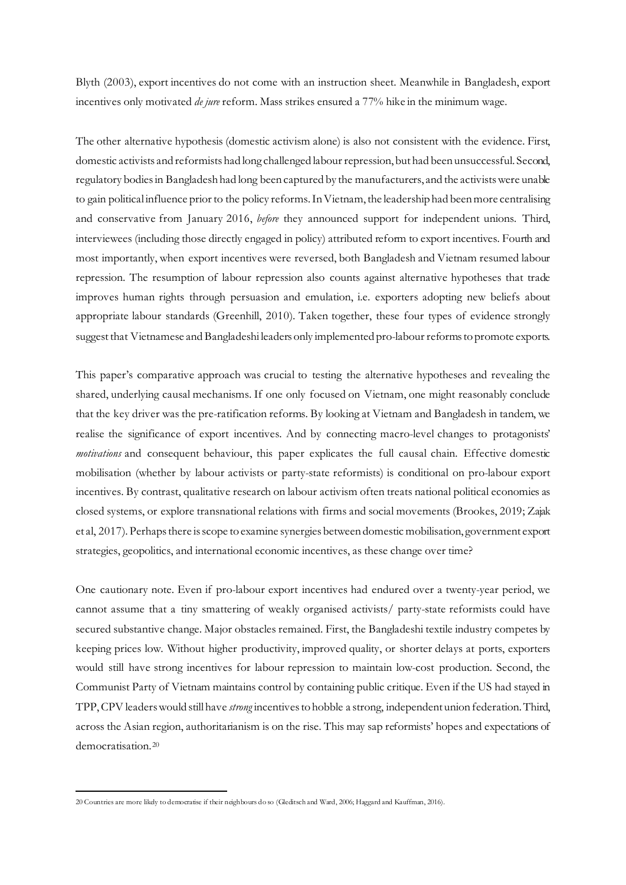Blyth (2003), export incentives do not come with an instruction sheet. Meanwhile in Bangladesh, export incentives only motivated *de jure* reform. Mass strikes ensured a 77% hike in the minimum wage.

The other alternative hypothesis (domestic activism alone) is also not consistent with the evidence. First, domestic activists and reformists had long challenged labour repression, but had been unsuccessful. Second, regulatory bodies in Bangladesh had long been captured by the manufacturers, and the activists were unable to gain political influence prior to the policy reforms. In Vietnam, the leadership had been more centralising and conservative from January 2016, *before* they announced support for independent unions. Third, interviewees (including those directly engaged in policy) attributed reform to export incentives. Fourth and most importantly, when export incentives were reversed, both Bangladesh and Vietnam resumed labour repression. The resumption of labour repression also counts against alternative hypotheses that trade improves human rights through persuasion and emulation, i.e. exporters adopting new beliefs about appropriate labour standards (Greenhill, 2010). Taken together, these four types of evidence strongly suggest that Vietnamese and Bangladeshi leaders only implemented pro-labour reforms to promote exports.

This paper's comparative approach was crucial to testing the alternative hypotheses and revealing the shared, underlying causal mechanisms. If one only focused on Vietnam, one might reasonably conclude that the key driver was the pre-ratification reforms. By looking at Vietnam and Bangladesh in tandem, we realise the significance of export incentives. And by connecting macro-level changes to protagonists' *motivations* and consequent behaviour, this paper explicates the full causal chain. Effective domestic mobilisation (whether by labour activists or party-state reformists) is conditional on pro-labour export incentives. By contrast, qualitative research on labour activism often treats national political economies as closed systems, or explore transnational relations with firms and social movements (Brookes, 2019; Zajak et al, 2017). Perhaps there is scope to examine synergies between domestic mobilisation, government export strategies, geopolitics, and international economic incentives, as these change over time?

One cautionary note. Even if pro-labour export incentives had endured over a twenty-year period, we cannot assume that a tiny smattering of weakly organised activists/ party-state reformists could have secured substantive change. Major obstacles remained. First, the Bangladeshi textile industry competes by keeping prices low. Without higher productivity, improved quality, or shorter delays at ports, exporters would still have strong incentives for labour repression to maintain low-cost production. Second, the Communist Party of Vietnam maintains control by containing public critique. Even if the US had stayed in TPP, CPV leaders would still have *strong* incentives to hobble a strong, independent union federation. Third, across the Asian region, authoritarianism is on the rise. This may sap reformists' hopes and expectations of democratisation.[20]

---

[20] Countries are more likely to democratise if their neighbours do so (Gleditsch and Ward, 2006; Haggard and Kauffman, 2016).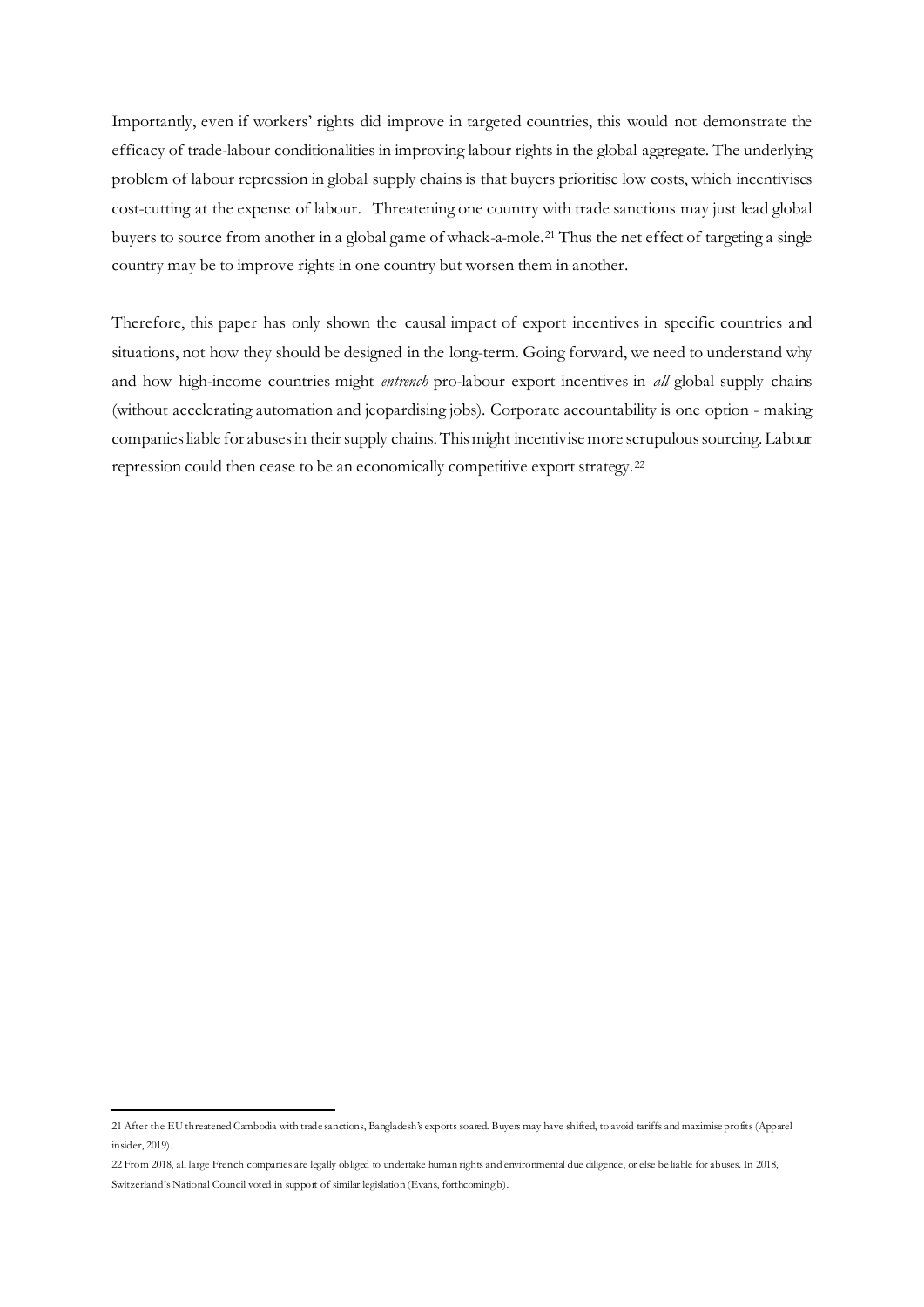Importantly, even if workers' rights did improve in targeted countries, this would not demonstrate the efficacy of trade-labour conditionalities in improving labour rights in the global aggregate. The underlying problem of labour repression in global supply chains is that buyers prioritise low costs, which incentivises cost-cutting at the expense of labour. Threatening one country with trade sanctions may just lead global buyers to source from another in a global game of whack-a-mole.[21] Thus the net effect of targeting a single country may be to improve rights in one country but worsen them in another.

Therefore, this paper has only shown the causal impact of export incentives in specific countries and situations, not how they should be designed in the long-term. Going forward, we need to understand why and how high-income countries might *entrench* pro-labour export incentives in *all* global supply chains (without accelerating automation and jeopardising jobs). Corporate accountability is one option - making companies liable for abuses in their supply chains. This might incentivise more scrupulous sourcing. Labour repression could then cease to be an economically competitive export strategy.[22]

---

21 After the EU threatened Cambodia with trade sanctions, Bangladesh's exports soared. Buyers may have shifted, to avoid tariffs and maximise profits (Apparel insider, 2019).

22 From 2018, all large French companies are legally obliged to undertake human rights and environmental due diligence, or else be liable for abuses. In 2018, Switzerland's National Council voted in support of similar legislation (Evans, forthcoming b).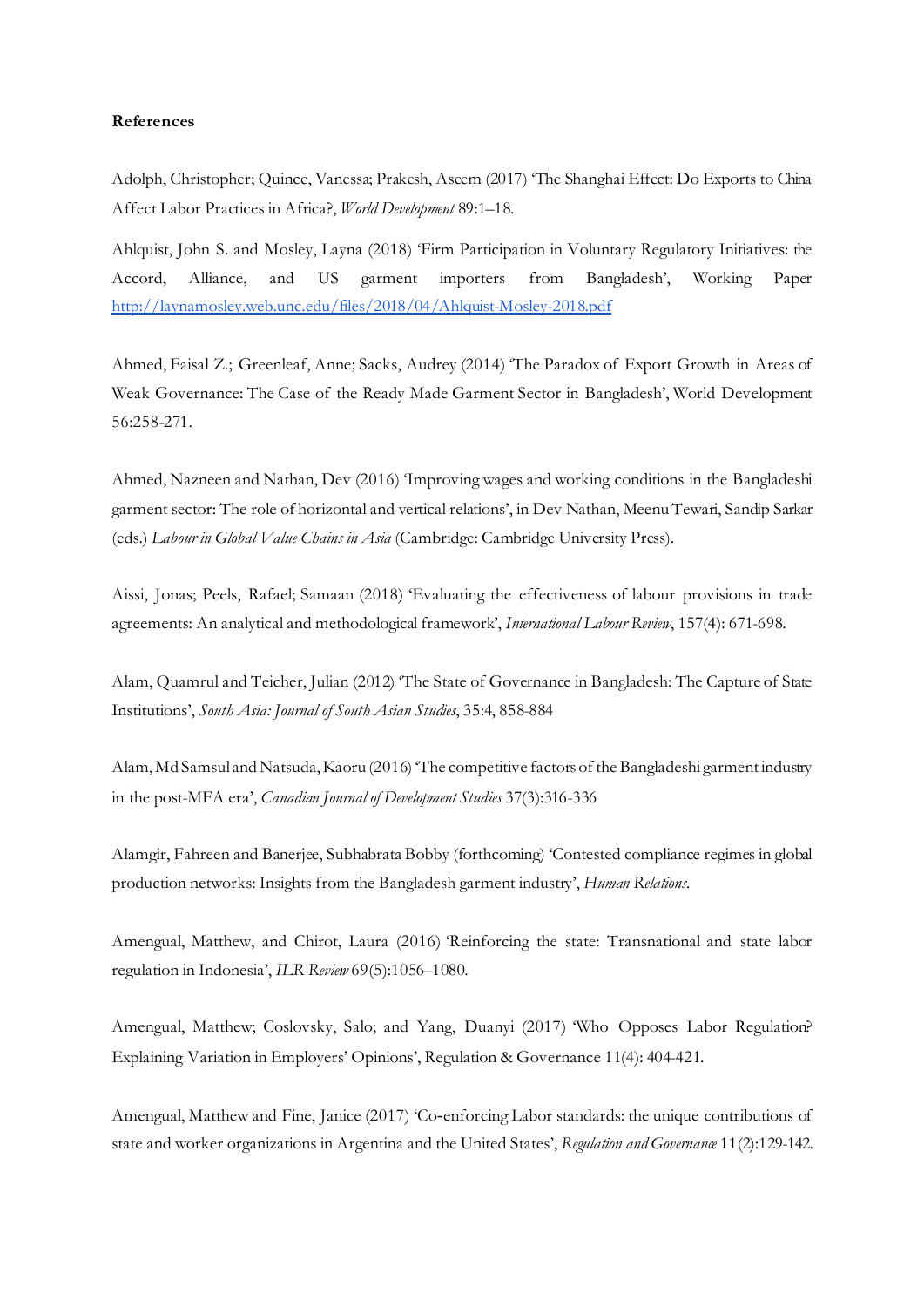**References**

Adolph, Christopher; Quince, Vanessa; Prakesh, Aseem (2017) 'The Shanghai Effect: Do Exports to China Affect Labor Practices in Africa?, *World Development* 89:1–18.

Ahlquist, John S. and Mosley, Layna (2018) 'Firm Participation in Voluntary Regulatory Initiatives: the Accord, Alliance, and US garment importers from Bangladesh', Working Paper http://laynamosley.web.unc.edu/files/2018/04/Ahlquist-Mosley-2018.pdf

Ahmed, Faisal Z.; Greenleaf, Anne; Sacks, Audrey (2014) 'The Paradox of Export Growth in Areas of Weak Governance: The Case of the Ready Made Garment Sector in Bangladesh', World Development 56:258-271.

Ahmed, Nazneen and Nathan, Dev (2016) 'Improving wages and working conditions in the Bangladeshi garment sector: The role of horizontal and vertical relations', in Dev Nathan, Meenu Tewari, Sandip Sarkar (eds.) *Labour in Global Value Chains in Asia* (Cambridge: Cambridge University Press).

Aissi, Jonas; Peels, Rafael; Samaan (2018) 'Evaluating the effectiveness of labour provisions in trade agreements: An analytical and methodological framework', *International Labour Review*, 157(4): 671-698.

Alam, Quamrul and Teicher, Julian (2012) 'The State of Governance in Bangladesh: The Capture of State Institutions', *South Asia: Journal of South Asian Studies*, 35:4, 858-884

Alam, Md Samsul and Natsuda, Kaoru (2016) 'The competitive factors of the Bangladeshi garment industry in the post-MFA era', *Canadian Journal of Development Studies* 37(3):316-336

Alamgir, Fahreen and Banerjee, Subhabrata Bobby (forthcoming) 'Contested compliance regimes in global production networks: Insights from the Bangladesh garment industry', *Human Relations*.

Amengual, Matthew, and Chirot, Laura (2016) 'Reinforcing the state: Transnational and state labor regulation in Indonesia', *ILR Review* 69(5):1056–1080.

Amengual, Matthew; Coslovsky, Salo; and Yang, Duanyi (2017) 'Who Opposes Labor Regulation? Explaining Variation in Employers' Opinions', Regulation & Governance 11(4): 404-421.

Amengual, Matthew and Fine, Janice (2017) 'Co-enforcing Labor standards: the unique contributions of state and worker organizations in Argentina and the United States', *Regulation and Governance* 11(2):129-142.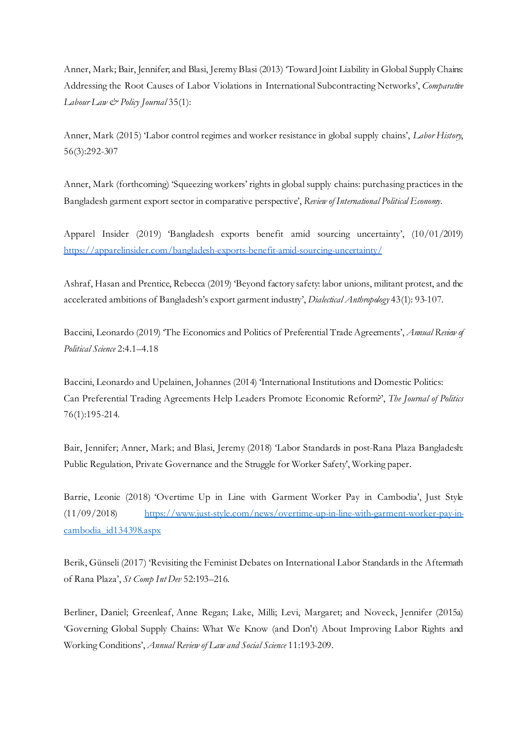Anner, Mark; Bair, Jennifer; and Blasi, Jeremy Blasi (2013) 'Toward Joint Liability in Global Supply Chains: Addressing the Root Causes of Labor Violations in International Subcontracting Networks', *Comparative Labour Law & Policy Journal* 35(1):

Anner, Mark (2015) 'Labor control regimes and worker resistance in global supply chains', *Labor History*, 56(3):292-307

Anner, Mark (forthcoming) 'Squeezing workers' rights in global supply chains: purchasing practices in the Bangladesh garment export sector in comparative perspective', *Review of International Political Economy*.

Apparel Insider (2019) 'Bangladesh exports benefit amid sourcing uncertainty', (10/01/2019) https://apparelinsider.com/bangladesh-exports-benefit-amid-sourcing-uncertainty/

Ashraf, Hasan and Prentice, Rebecca (2019) 'Beyond factory safety: labor unions, militant protest, and the accelerated ambitions of Bangladesh's export garment industry', *Dialectical Anthropology* 43(1): 93-107.

Baccini, Leonardo (2019) 'The Economics and Politics of Preferential Trade Agreements', *Annual Review of Political Science* 2:4.1–4.18

Baccini, Leonardo and Upelainen, Johannes (2014) 'International Institutions and Domestic Politics: Can Preferential Trading Agreements Help Leaders Promote Economic Reform?', *The Journal of Politics* 76(1):195-214.

Bair, Jennifer; Anner, Mark; and Blasi, Jeremy (2018) 'Labor Standards in post-Rana Plaza Bangladesh: Public Regulation, Private Governance and the Struggle for Worker Safety', Working paper.

Barrie, Leonie (2018) 'Overtime Up in Line with Garment Worker Pay in Cambodia', Just Style (11/09/2018) https://www.just-style.com/news/overtime-up-in-line-with-garment-worker-pay-in-cambodia_id134398.aspx

Berik, Günseli (2017) 'Revisiting the Feminist Debates on International Labor Standards in the Aftermath of Rana Plaza', *St Comp Int Dev* 52:193–216.

Berliner, Daniel; Greenleaf, Anne Regan; Lake, Milli; Levi, Margaret; and Noveck, Jennifer (2015a) 'Governing Global Supply Chains: What We Know (and Don't) About Improving Labor Rights and Working Conditions', *Annual Review of Law and Social Science* 11:193-209.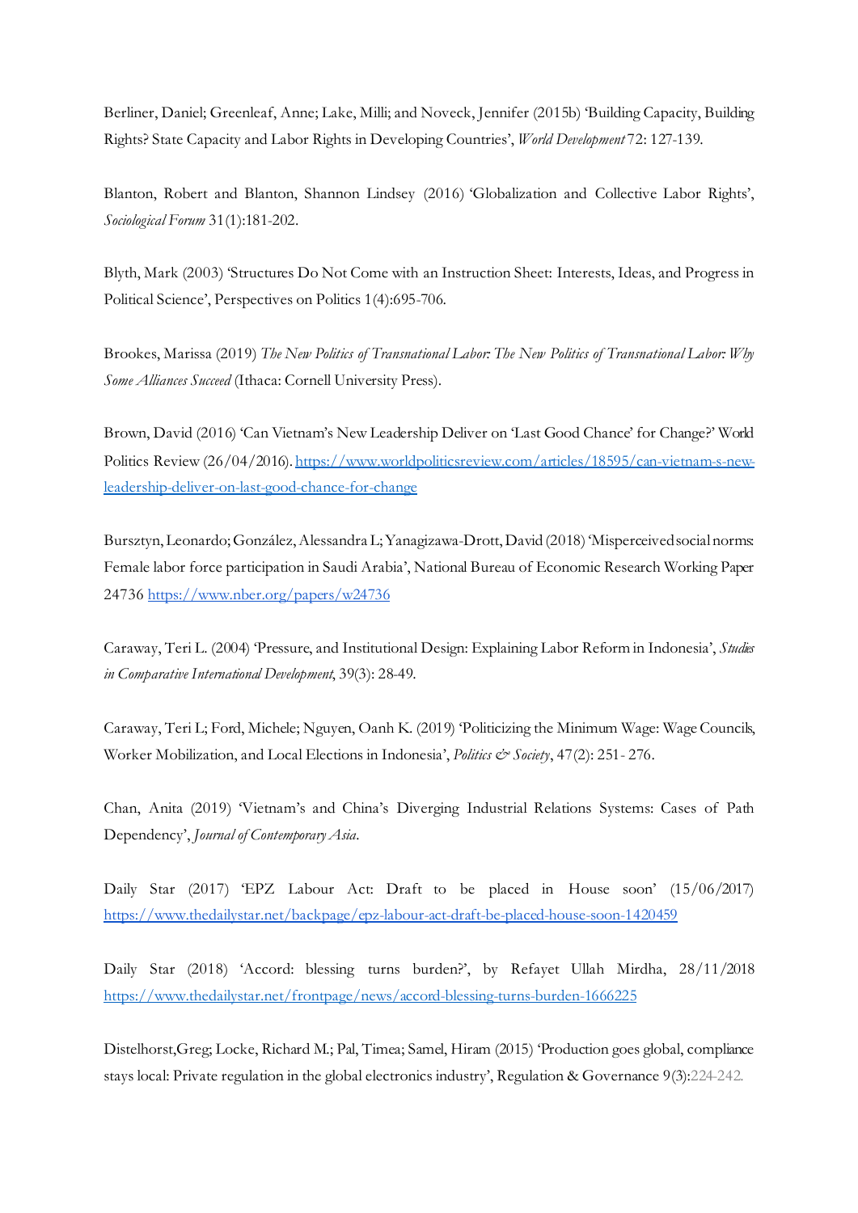Berliner, Daniel; Greenleaf, Anne; Lake, Milli; and Noveck, Jennifer (2015b) 'Building Capacity, Building Rights? State Capacity and Labor Rights in Developing Countries', *World Development* 72: 127-139.

Blanton, Robert and Blanton, Shannon Lindsey (2016) 'Globalization and Collective Labor Rights', *Sociological Forum* 31(1):181-202.

Blyth, Mark (2003) 'Structures Do Not Come with an Instruction Sheet: Interests, Ideas, and Progress in Political Science', Perspectives on Politics 1(4):695-706.

Brookes, Marissa (2019) *The New Politics of Transnational Labor: The New Politics of Transnational Labor: Why Some Alliances Succeed* (Ithaca: Cornell University Press).

Brown, David (2016) 'Can Vietnam's New Leadership Deliver on 'Last Good Chance' for Change?' World Politics Review (26/04/2016). https://www.worldpoliticsreview.com/articles/18595/can-vietnam-s-new-leadership-deliver-on-last-good-chance-for-change

Bursztyn, Leonardo; González, Alessandra L; Yanagizawa-Drott, David (2018) 'Misperceived social norms: Female labor force participation in Saudi Arabia', National Bureau of Economic Research Working Paper 24736 https://www.nber.org/papers/w24736

Caraway, Teri L. (2004) 'Pressure, and Institutional Design: Explaining Labor Reform in Indonesia', *Studies in Comparative International Development*, 39(3): 28-49.

Caraway, Teri L; Ford, Michele; Nguyen, Oanh K. (2019) 'Politicizing the Minimum Wage: Wage Councils, Worker Mobilization, and Local Elections in Indonesia', *Politics & Society*, 47(2): 251- 276.

Chan, Anita (2019) 'Vietnam's and China's Diverging Industrial Relations Systems: Cases of Path Dependency', *Journal of Contemporary Asia*.

Daily Star (2017) 'EPZ Labour Act: Draft to be placed in House soon' (15/06/2017) https://www.thedailystar.net/backpage/epz-labour-act-draft-be-placed-house-soon-1420459

Daily Star (2018) 'Accord: blessing turns burden?', by Refayet Ullah Mirdha, 28/11/2018 https://www.thedailystar.net/frontpage/news/accord-blessing-turns-burden-1666225

Distelhorst, Greg; Locke, Richard M.; Pal, Timea; Samel, Hiram (2015) 'Production goes global, compliance stays local: Private regulation in the global electronics industry', Regulation & Governance 9(3):224-242.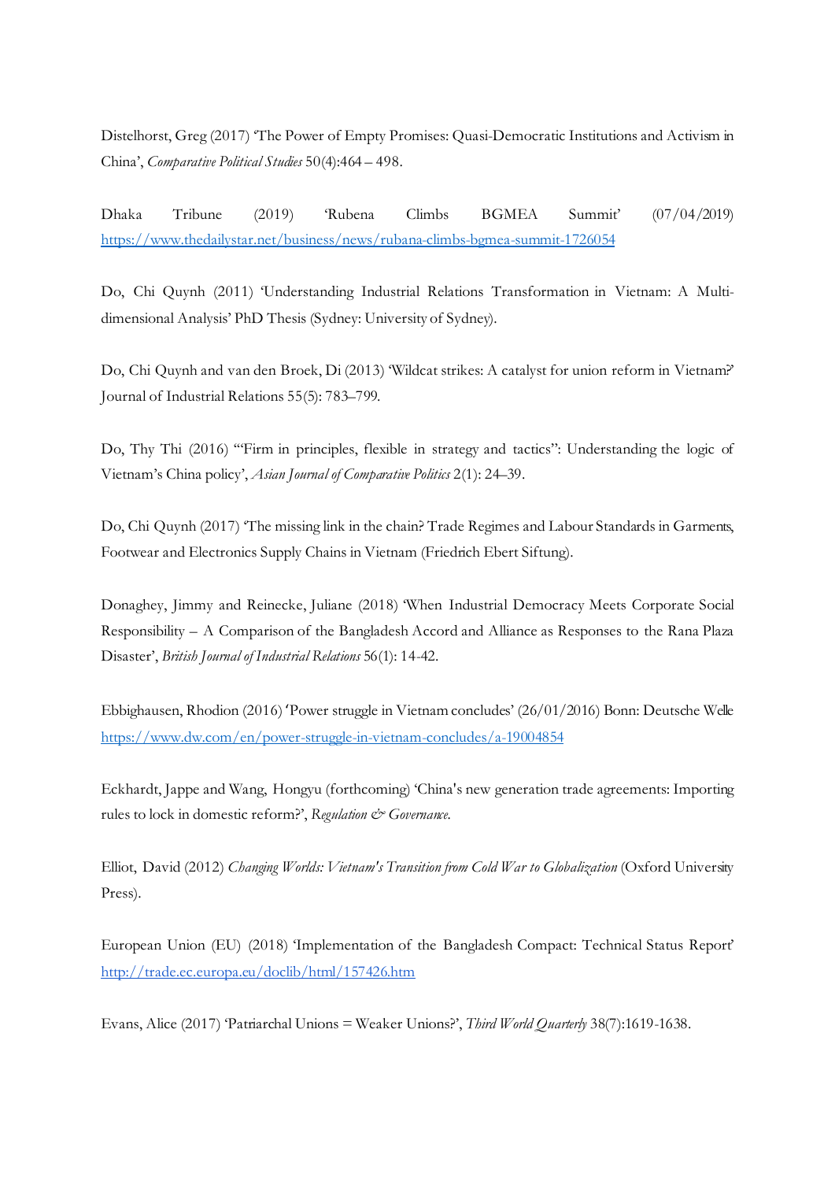Distelhorst, Greg (2017) 'The Power of Empty Promises: Quasi-Democratic Institutions and Activism in China', *Comparative Political Studies* 50(4):464 – 498.

Dhaka Tribune (2019) 'Rubena Climbs BGMEA Summit' (07/04/2019) https://www.thedailystar.net/business/news/rubana-climbs-bgmea-summit-1726054

Do, Chi Quynh (2011) 'Understanding Industrial Relations Transformation in Vietnam: A Multi-dimensional Analysis' PhD Thesis (Sydney: University of Sydney).

Do, Chi Quynh and van den Broek, Di (2013) 'Wildcat strikes: A catalyst for union reform in Vietnam?' Journal of Industrial Relations 55(5): 783–799.

Do, Thy Thi (2016) '"Firm in principles, flexible in strategy and tactics": Understanding the logic of Vietnam's China policy', *Asian Journal of Comparative Politics* 2(1): 24–39.

Do, Chi Quynh (2017) 'The missing link in the chain? Trade Regimes and Labour Standards in Garments, Footwear and Electronics Supply Chains in Vietnam (Friedrich Ebert Siftung).

Donaghey, Jimmy and Reinecke, Juliane (2018) 'When Industrial Democracy Meets Corporate Social Responsibility – A Comparison of the Bangladesh Accord and Alliance as Responses to the Rana Plaza Disaster', *British Journal of Industrial Relations* 56(1): 14-42.

Ebbighausen, Rhodion (2016) 'Power struggle in Vietnam concludes' (26/01/2016) Bonn: Deutsche Welle https://www.dw.com/en/power-struggle-in-vietnam-concludes/a-19004854

Eckhardt, Jappe and Wang, Hongyu (forthcoming) 'China's new generation trade agreements: Importing rules to lock in domestic reform?', *Regulation & Governance*.

Elliot, David (2012) *Changing Worlds: Vietnam's Transition from Cold War to Globalization* (Oxford University Press).

European Union (EU) (2018) 'Implementation of the Bangladesh Compact: Technical Status Report' http://trade.ec.europa.eu/doclib/html/157426.htm

Evans, Alice (2017) 'Patriarchal Unions = Weaker Unions?', *Third World Quarterly* 38(7):1619-1638.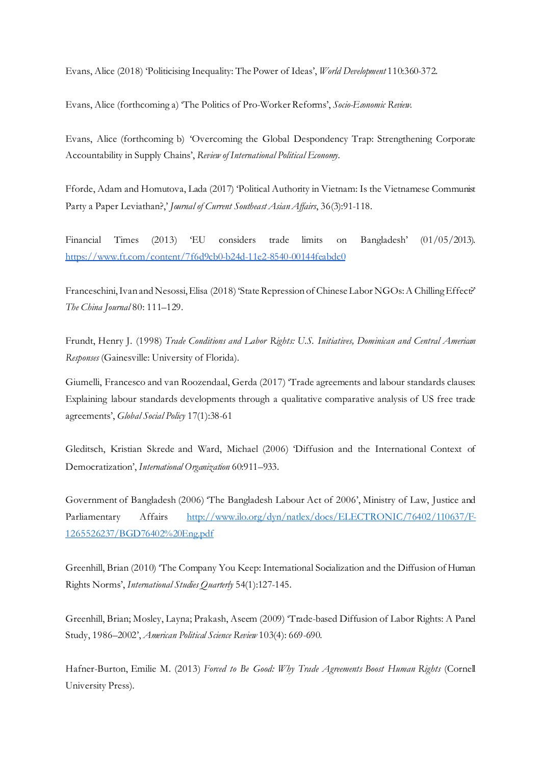Evans, Alice (2018) 'Politicising Inequality: The Power of Ideas', *World Development* 110:360-372.

Evans, Alice (forthcoming a) 'The Politics of Pro-Worker Reforms', *Socio-Economic Review*.

Evans, Alice (forthcoming b) 'Overcoming the Global Despondency Trap: Strengthening Corporate Accountability in Supply Chains', *Review of International Political Economy*.

Fforde, Adam and Homutova, Lada (2017) 'Political Authority in Vietnam: Is the Vietnamese Communist Party a Paper Leviathan?,' *Journal of Current Southeast Asian Affairs*, 36(3):91-118.

Financial Times (2013) 'EU considers trade limits on Bangladesh' (01/05/2013). https://www.ft.com/content/7f6d9cb0-b24d-11e2-8540-00144feabdc0

Franceschini, Ivan and Nesossi, Elisa (2018) 'State Repression of Chinese Labor NGOs: A Chilling Effect?' *The China Journal* 80: 111–129.

Frundt, Henry J. (1998) *Trade Conditions and Labor Rights: U.S. Initiatives, Dominican and Central American Responses* (Gainesville: University of Florida).

Giumelli, Francesco and van Roozendaal, Gerda (2017) 'Trade agreements and labour standards clauses: Explaining labour standards developments through a qualitative comparative analysis of US free trade agreements', *Global Social Policy* 17(1):38-61

Gleditsch, Kristian Skrede and Ward, Michael (2006) 'Diffusion and the International Context of Democratization', *International Organization* 60:911–933.

Government of Bangladesh (2006) 'The Bangladesh Labour Act of 2006', Ministry of Law, Justice and Parliamentary Affairs http://www.ilo.org/dyn/natlex/docs/ELECTRONIC/76402/110637/F-1265526237/BGD76402%20Eng.pdf

Greenhill, Brian (2010) 'The Company You Keep: International Socialization and the Diffusion of Human Rights Norms', *International Studies Quarterly* 54(1):127-145.

Greenhill, Brian; Mosley, Layna; Prakash, Aseem (2009) 'Trade-based Diffusion of Labor Rights: A Panel Study, 1986–2002', *American Political Science Review* 103(4): 669-690.

Hafner-Burton, Emilie M. (2013) *Forced to Be Good: Why Trade Agreements Boost Human Rights* (Cornell University Press).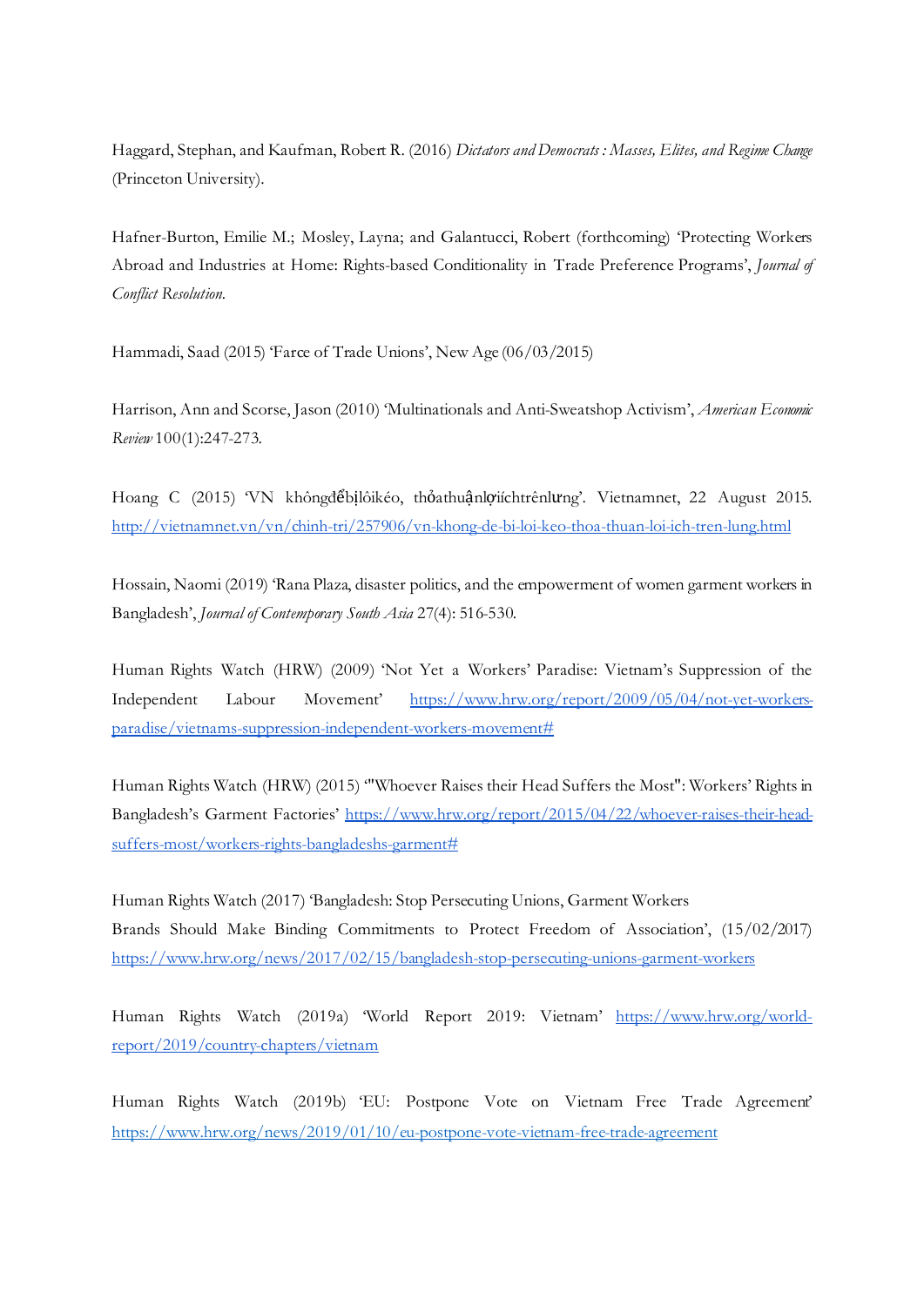Haggard, Stephan, and Kaufman, Robert R. (2016) *Dictators and Democrats : Masses, Elites, and Regime Change* (Princeton University).

Hafner-Burton, Emilie M.; Mosley, Layna; and Galantucci, Robert (forthcoming) 'Protecting Workers Abroad and Industries at Home: Rights-based Conditionality in Trade Preference Programs', *Journal of Conflict Resolution*.

Hammadi, Saad (2015) 'Farce of Trade Unions', New Age (06/03/2015)

Harrison, Ann and Scorse, Jason (2010) 'Multinationals and Anti-Sweatshop Activism', *American Economic Review* 100(1):247-273.

Hoang C (2015) 'VN khôngđểbịlôikéo, thỏathuậnlợiíchtrênlưng'. Vietnamnet, 22 August 2015. http://vietnamnet.vn/vn/chinh-tri/257906/vn-khong-de-bi-loi-keo-thoa-thuan-loi-ich-tren-lung.html

Hossain, Naomi (2019) 'Rana Plaza, disaster politics, and the empowerment of women garment workers in Bangladesh', *Journal of Contemporary South Asia* 27(4): 516-530.

Human Rights Watch (HRW) (2009) 'Not Yet a Workers' Paradise: Vietnam's Suppression of the Independent Labour Movement' https://www.hrw.org/report/2009/05/04/not-yet-workers-paradise/vietnams-suppression-independent-workers-movement#

Human Rights Watch (HRW) (2015) '"Whoever Raises their Head Suffers the Most": Workers' Rights in Bangladesh's Garment Factories' https://www.hrw.org/report/2015/04/22/whoever-raises-their-head-suffers-most/workers-rights-bangladeshs-garment#

Human Rights Watch (2017) 'Bangladesh: Stop Persecuting Unions, Garment Workers
Brands Should Make Binding Commitments to Protect Freedom of Association', (15/02/2017) https://www.hrw.org/news/2017/02/15/bangladesh-stop-persecuting-unions-garment-workers

Human Rights Watch (2019a) 'World Report 2019: Vietnam' https://www.hrw.org/world-report/2019/country-chapters/vietnam

Human Rights Watch (2019b) 'EU: Postpone Vote on Vietnam Free Trade Agreement' https://www.hrw.org/news/2019/01/10/eu-postpone-vote-vietnam-free-trade-agreement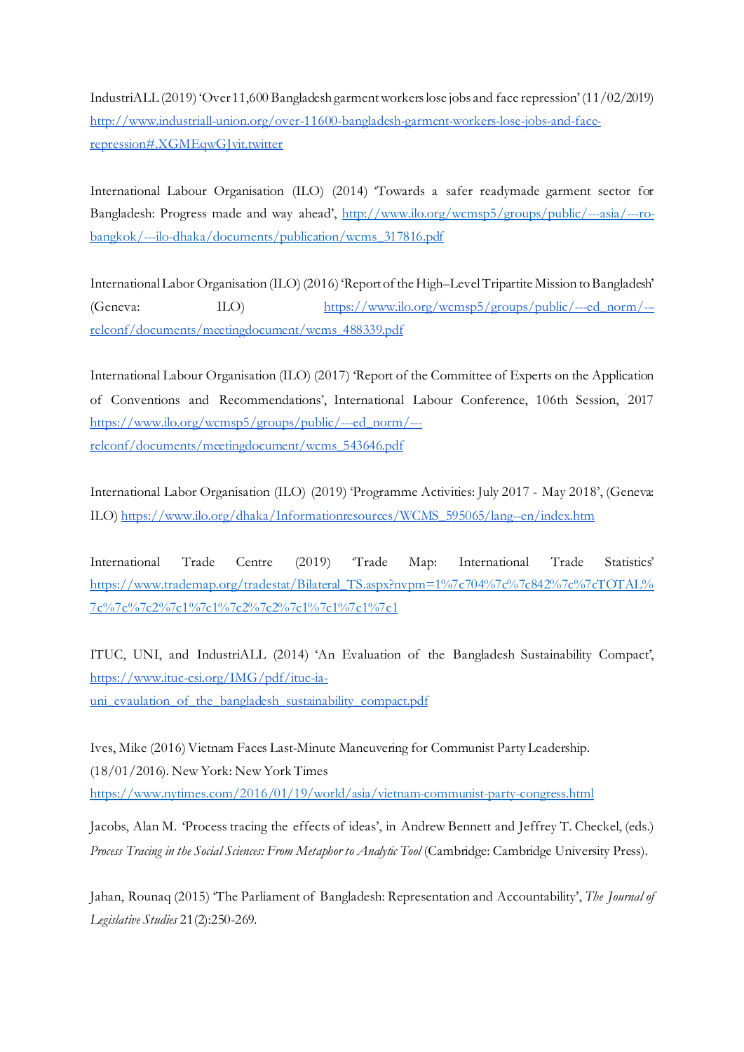IndustriALL (2019) 'Over 11,600 Bangladesh garment workers lose jobs and face repression' (11/02/2019) http://www.industriall-union.org/over-11600-bangladesh-garment-workers-lose-jobs-and-face-repression#.XGMEqwGJvit.twitter

International Labour Organisation (ILO) (2014) 'Towards a safer readymade garment sector for Bangladesh: Progress made and way ahead', http://www.ilo.org/wcmsp5/groups/public/---asia/---ro-bangkok/---ilo-dhaka/documents/publication/wcms_317816.pdf

International Labor Organisation (ILO) (2016) 'Report of the High–Level Tripartite Mission to Bangladesh' (Geneva: ILO) https://www.ilo.org/wcmsp5/groups/public/---ed_norm/---relconf/documents/meetingdocument/wcms_488339.pdf

International Labour Organisation (ILO) (2017) 'Report of the Committee of Experts on the Application of Conventions and Recommendations', International Labour Conference, 106th Session, 2017 https://www.ilo.org/wcmsp5/groups/public/---ed_norm/---relconf/documents/meetingdocument/wcms_543646.pdf

International Labor Organisation (ILO) (2019) 'Programme Activities: July 2017 - May 2018', (Geneva: ILO) https://www.ilo.org/dhaka/Informationresources/WCMS_595065/lang--en/index.htm

International Trade Centre (2019) 'Trade Map: International Trade Statistics' https://www.trademap.org/tradestat/Bilateral_TS.aspx?nvpm=1%7c704%7c%7c842%7c%7cTOTAL%7c%7c%7c2%7c1%7c1%7c2%7c2%7c1%7c1%7c1%7c1

ITUC, UNI, and IndustriALL (2014) 'An Evaluation of the Bangladesh Sustainability Compact', https://www.ituc-csi.org/IMG/pdf/ituc-ia-uni_evaulation_of_the_bangladesh_sustainability_compact.pdf

Ives, Mike (2016) Vietnam Faces Last-Minute Maneuvering for Communist Party Leadership. (18/01/2016). New York: New York Times https://www.nytimes.com/2016/01/19/world/asia/vietnam-communist-party-congress.html

Jacobs, Alan M. 'Process tracing the effects of ideas', in Andrew Bennett and Jeffrey T. Checkel, (eds.) *Process Tracing in the Social Sciences: From Metaphor to Analytic Tool* (Cambridge: Cambridge University Press).

Jahan, Rounaq (2015) 'The Parliament of Bangladesh: Representation and Accountability', *The Journal of Legislative Studies* 21(2):250-269.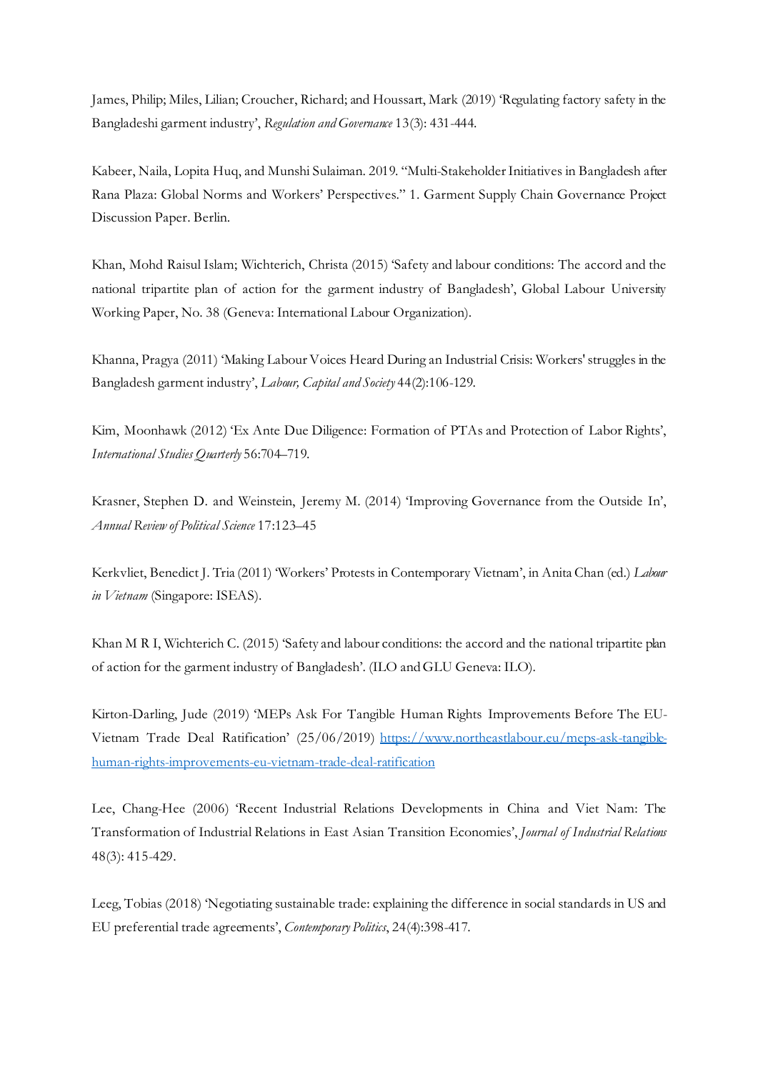James, Philip; Miles, Lilian; Croucher, Richard; and Houssart, Mark (2019) 'Regulating factory safety in the Bangladeshi garment industry', *Regulation and Governance* 13(3): 431-444.

Kabeer, Naila, Lopita Huq, and Munshi Sulaiman. 2019. "Multi-Stakeholder Initiatives in Bangladesh after Rana Plaza: Global Norms and Workers' Perspectives." 1. Garment Supply Chain Governance Project Discussion Paper. Berlin.

Khan, Mohd Raisul Islam; Wichterich, Christa (2015) 'Safety and labour conditions: The accord and the national tripartite plan of action for the garment industry of Bangladesh', Global Labour University Working Paper, No. 38 (Geneva: International Labour Organization).

Khanna, Pragya (2011) 'Making Labour Voices Heard During an Industrial Crisis: Workers' struggles in the Bangladesh garment industry', *Labour, Capital and Society* 44(2):106-129.

Kim, Moonhawk (2012) 'Ex Ante Due Diligence: Formation of PTAs and Protection of Labor Rights', *International Studies Quarterly* 56:704–719.

Krasner, Stephen D. and Weinstein, Jeremy M. (2014) 'Improving Governance from the Outside In', *Annual Review of Political Science* 17:123–45

Kerkvliet, Benedict J. Tria (2011) 'Workers' Protests in Contemporary Vietnam', in Anita Chan (ed.) *Labour in Vietnam* (Singapore: ISEAS).

Khan M R I, Wichterich C. (2015) 'Safety and labour conditions: the accord and the national tripartite plan of action for the garment industry of Bangladesh'. (ILO and GLU Geneva: ILO).

Kirton-Darling, Jude (2019) 'MEPs Ask For Tangible Human Rights Improvements Before The EU-Vietnam Trade Deal Ratification' (25/06/2019) https://www.northeastlabour.eu/meps-ask-tangible-human-rights-improvements-eu-vietnam-trade-deal-ratification

Lee, Chang-Hee (2006) 'Recent Industrial Relations Developments in China and Viet Nam: The Transformation of Industrial Relations in East Asian Transition Economies', *Journal of Industrial Relations* 48(3): 415-429.

Leeg, Tobias (2018) 'Negotiating sustainable trade: explaining the difference in social standards in US and EU preferential trade agreements', *Contemporary Politics*, 24(4):398-417.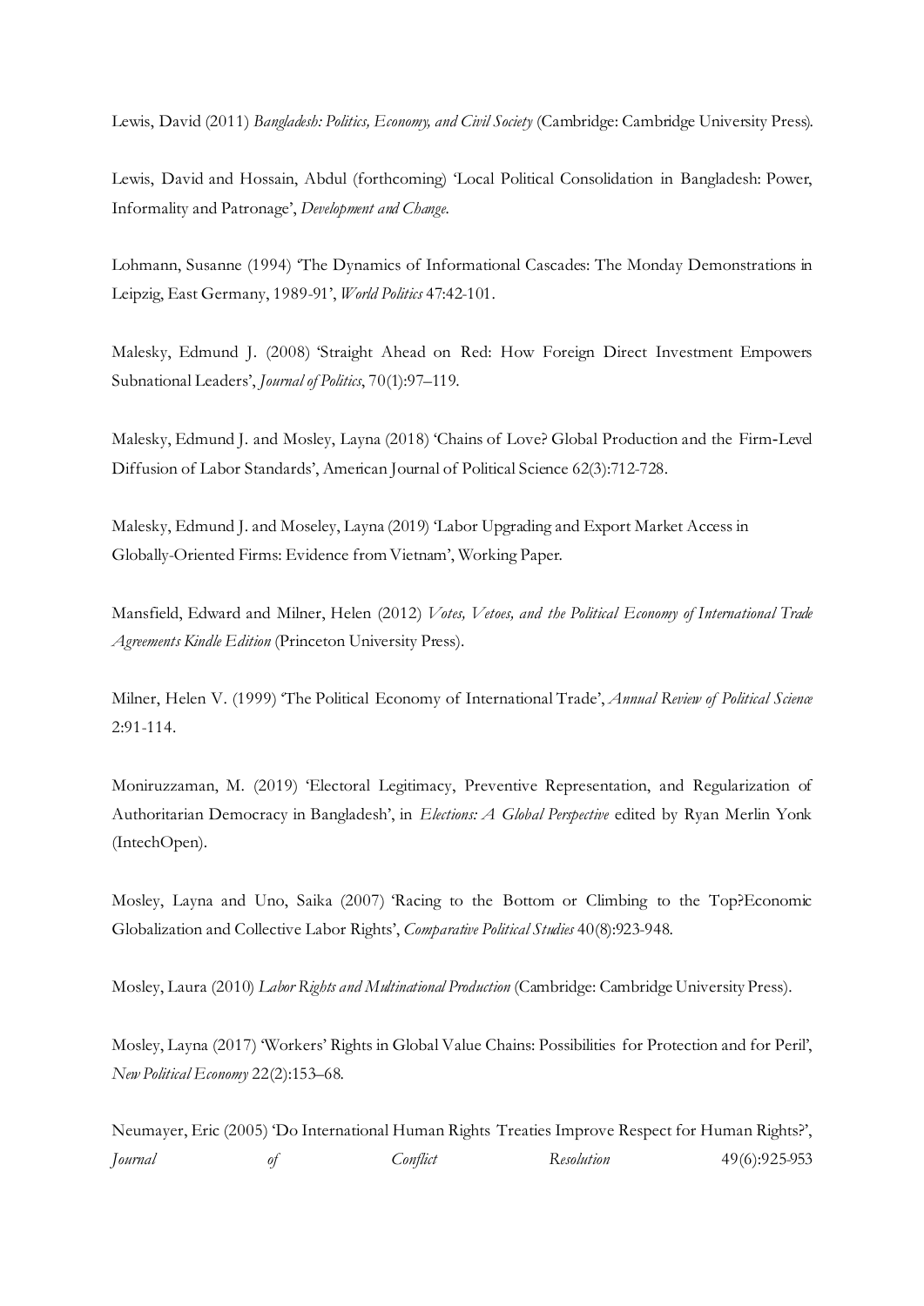Lewis, David (2011) *Bangladesh: Politics, Economy, and Civil Society* (Cambridge: Cambridge University Press).

Lewis, David and Hossain, Abdul (forthcoming) 'Local Political Consolidation in Bangladesh: Power, Informality and Patronage', *Development and Change*.

Lohmann, Susanne (1994) 'The Dynamics of Informational Cascades: The Monday Demonstrations in Leipzig, East Germany, 1989-91', *World Politics* 47:42-101.

Malesky, Edmund J. (2008) 'Straight Ahead on Red: How Foreign Direct Investment Empowers Subnational Leaders', *Journal of Politics*, 70(1):97–119.

Malesky, Edmund J. and Mosley, Layna (2018) 'Chains of Love? Global Production and the Firm-Level Diffusion of Labor Standards', American Journal of Political Science 62(3):712-728.

Malesky, Edmund J. and Moseley, Layna (2019) 'Labor Upgrading and Export Market Access in Globally-Oriented Firms: Evidence from Vietnam', Working Paper.

Mansfield, Edward and Milner, Helen (2012) *Votes, Vetoes, and the Political Economy of International Trade Agreements Kindle Edition* (Princeton University Press).

Milner, Helen V. (1999) 'The Political Economy of International Trade', *Annual Review of Political Science* 2:91-114.

Moniruzzaman, M. (2019) 'Electoral Legitimacy, Preventive Representation, and Regularization of Authoritarian Democracy in Bangladesh', in *Elections: A Global Perspective* edited by Ryan Merlin Yonk (IntechOpen).

Mosley, Layna and Uno, Saika (2007) 'Racing to the Bottom or Climbing to the Top?Economic Globalization and Collective Labor Rights', *Comparative Political Studies* 40(8):923-948.

Mosley, Laura (2010) *Labor Rights and Multinational Production* (Cambridge: Cambridge University Press).

Mosley, Layna (2017) 'Workers' Rights in Global Value Chains: Possibilities for Protection and for Peril', *New Political Economy* 22(2):153–68.

Neumayer, Eric (2005) 'Do International Human Rights Treaties Improve Respect for Human Rights?', *Journal of Conflict Resolution* 49(6):925-953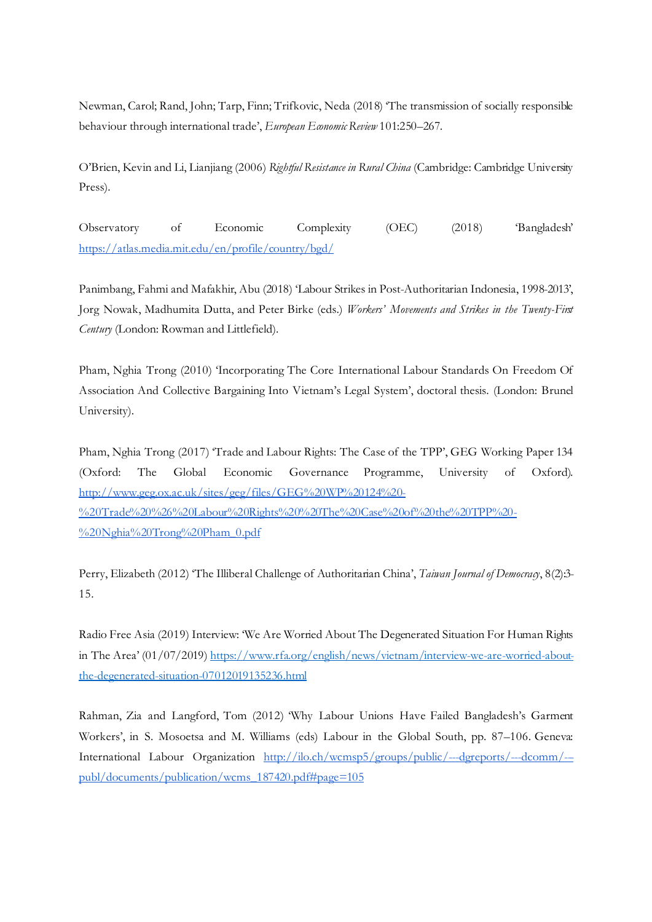Newman, Carol; Rand, John; Tarp, Finn; Trifkovic, Neda (2018) 'The transmission of socially responsible behaviour through international trade', *European Economic Review* 101:250–267.

O'Brien, Kevin and Li, Lianjiang (2006) *Rightful Resistance in Rural China* (Cambridge: Cambridge University Press).

Observatory of Economic Complexity (OEC) (2018) 'Bangladesh' https://atlas.media.mit.edu/en/profile/country/bgd/

Panimbang, Fahmi and Mafakhir, Abu (2018) 'Labour Strikes in Post-Authoritarian Indonesia, 1998-2013', Jorg Nowak, Madhumita Dutta, and Peter Birke (eds.) *Workers' Movements and Strikes in the Twenty-First Century* (London: Rowman and Littlefield).

Pham, Nghia Trong (2010) 'Incorporating The Core International Labour Standards On Freedom Of Association And Collective Bargaining Into Vietnam's Legal System', doctoral thesis. (London: Brunel University).

Pham, Nghia Trong (2017) 'Trade and Labour Rights: The Case of the TPP', GEG Working Paper 134 (Oxford: The Global Economic Governance Programme, University of Oxford). http://www.geg.ox.ac.uk/sites/geg/files/GEG%20WP%20124%20-%20Trade%20%26%20Labour%20Rights%20%20The%20Case%20of%20the%20TPP%20-%20Nghia%20Trong%20Pham_0.pdf

Perry, Elizabeth (2012) 'The Illiberal Challenge of Authoritarian China', *Taiwan Journal of Democracy*, 8(2):3-15.

Radio Free Asia (2019) Interview: 'We Are Worried About The Degenerated Situation For Human Rights in The Area' (01/07/2019) https://www.rfa.org/english/news/vietnam/interview-we-are-worried-about-the-degenerated-situation-07012019135236.html

Rahman, Zia and Langford, Tom (2012) 'Why Labour Unions Have Failed Bangladesh's Garment Workers', in S. Mosoetsa and M. Williams (eds) Labour in the Global South, pp. 87–106. Geneva: International Labour Organization http://ilo.ch/wcmsp5/groups/public/---dgreports/---dcomm/---publ/documents/publication/wcms_187420.pdf#page=105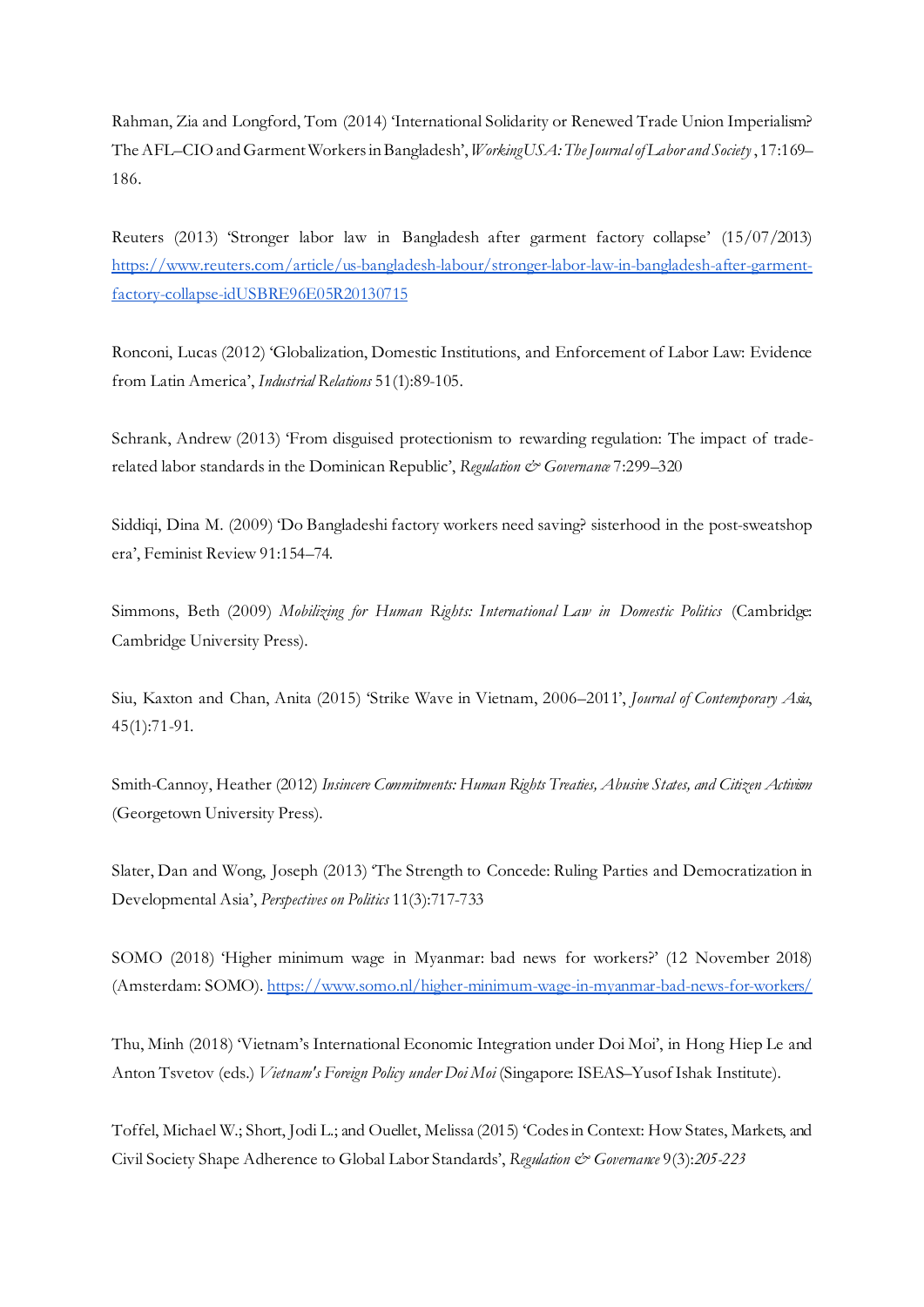Rahman, Zia and Longford, Tom (2014) 'International Solidarity or Renewed Trade Union Imperialism? The AFL–CIO and Garment Workers in Bangladesh', *WorkingUSA: The Journal of Labor and Society*, 17:169–186.

Reuters (2013) 'Stronger labor law in Bangladesh after garment factory collapse' (15/07/2013) [https://www.reuters.com/article/us-bangladesh-labour/stronger-labor-law-in-bangladesh-after-garment-factory-collapse-idUSBRE96E05R20130715](https://www.reuters.com/article/us-bangladesh-labour/stronger-labor-law-in-bangladesh-after-garment-factory-collapse-idUSBRE96E05R20130715)

Ronconi, Lucas (2012) 'Globalization, Domestic Institutions, and Enforcement of Labor Law: Evidence from Latin America', *Industrial Relations* 51(1):89-105.

Schrank, Andrew (2013) 'From disguised protectionism to rewarding regulation: The impact of trade-related labor standards in the Dominican Republic', *Regulation & Governance* 7:299–320

Siddiqi, Dina M. (2009) 'Do Bangladeshi factory workers need saving? sisterhood in the post-sweatshop era', Feminist Review 91:154–74.

Simmons, Beth (2009) *Mobilizing for Human Rights: International Law in Domestic Politics* (Cambridge: Cambridge University Press).

Siu, Kaxton and Chan, Anita (2015) 'Strike Wave in Vietnam, 2006–2011', *Journal of Contemporary Asia*, 45(1):71-91.

Smith-Cannoy, Heather (2012) *Insincere Commitments: Human Rights Treaties, Abusive States, and Citizen Activism* (Georgetown University Press).

Slater, Dan and Wong, Joseph (2013) 'The Strength to Concede: Ruling Parties and Democratization in Developmental Asia', *Perspectives on Politics* 11(3):717-733

SOMO (2018) 'Higher minimum wage in Myanmar: bad news for workers?' (12 November 2018) (Amsterdam: SOMO). [https://www.somo.nl/higher-minimum-wage-in-myanmar-bad-news-for-workers/](https://www.somo.nl/higher-minimum-wage-in-myanmar-bad-news-for-workers/)

Thu, Minh (2018) 'Vietnam's International Economic Integration under Doi Moi', in Hong Hiep Le and Anton Tsvetov (eds.) *Vietnam's Foreign Policy under Doi Moi* (Singapore: ISEAS–Yusof Ishak Institute).

Toffel, Michael W.; Short, Jodi L.; and Ouellet, Melissa (2015) 'Codes in Context: How States, Markets, and Civil Society Shape Adherence to Global Labor Standards', *Regulation & Governance* 9(3):*205-223*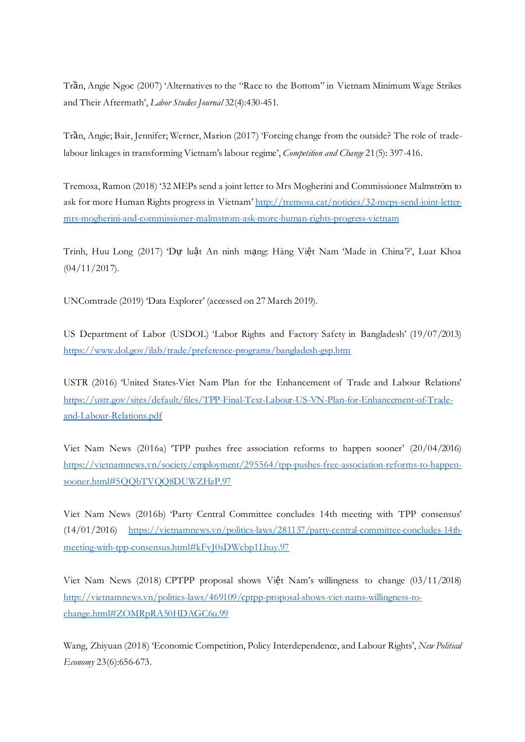Trần, Angie Ngoc (2007) 'Alternatives to the "Race to the Bottom" in Vietnam Minimum Wage Strikes and Their Aftermath', *Labor Studies Journal* 32(4):430-451.

Trần, Angie; Bair, Jennifer; Werner, Marion (2017) 'Forcing change from the outside? The role of trade-labour linkages in transforming Vietnam's labour regime', *Competition and Change* 21(5): 397-416.

Tremosa, Ramon (2018) '32 MEPs send a joint letter to Mrs Mogherini and Commissioner Malmström to ask for more Human Rights progress in Vietnam' http://tremosa.cat/noticies/32-meps-send-joint-letter-mrs-mogherini-and-commissioner-malmstrom-ask-more-human-rights-progress-vietnam

Trinh, Huu Long (2017) 'Dự luật An ninh mạng: Hàng Việt Nam 'Made in China'?', Luat Khoa (04/11/2017).

UNComtrade (2019) 'Data Explorer' (accessed on 27 March 2019).

US Department of Labor (USDOL) 'Labor Rights and Factory Safety in Bangladesh' (19/07/2013) https://www.dol.gov/ilab/trade/preference-programs/bangladesh-gsp.htm

USTR (2016) 'United States-Viet Nam Plan for the Enhancement of Trade and Labour Relations' https://ustr.gov/sites/default/files/TPP-Final-Text-Labour-US-VN-Plan-for-Enhancement-of-Trade-and-Labour-Relations.pdf

Viet Nam News (2016a) 'TPP pushes free association reforms to happen sooner' (20/04/2016) https://vietnamnews.vn/society/employment/295564/tpp-pushes-free-association-reforms-to-happen-sooner.html#5QQbTVQQ8DUWZHzP.97

Viet Nam News (2016b) 'Party Central Committee concludes 14th meeting with TPP consensus' (14/01/2016) https://vietnamnews.vn/politics-laws/281137/party-central-committee-concludes-14th-meeting-with-tpp-consensus.html#kFvJ0sDWcbp1Lhuy.97

Viet Nam News (2018) CPTPP proposal shows Việt Nam's willingness to change (03/11/2018) http://vietnamnews.vn/politics-laws/469109/cptpp-proposal-shows-viet-nams-willingness-to-change.html#ZOMRpRA50HDAGC6u.99

Wang, Zhiyuan (2018) 'Economic Competition, Policy Interdependence, and Labour Rights', *New Political Economy* 23(6):656-673.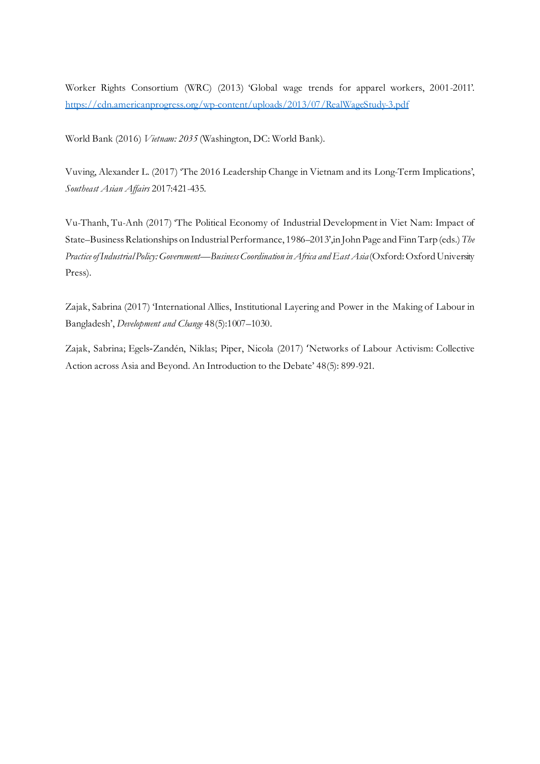Worker Rights Consortium (WRC) (2013) 'Global wage trends for apparel workers, 2001-2011'. [https://cdn.americanprogress.org/wp-content/uploads/2013/07/RealWageStudy-3.pdf](https://cdn.americanprogress.org/wp-content/uploads/2013/07/RealWageStudy-3.pdf)

World Bank (2016) *Vietnam: 2035* (Washington, DC: World Bank).

Vuving, Alexander L. (2017) 'The 2016 Leadership Change in Vietnam and its Long-Term Implications', *Southeast Asian Affairs* 2017:421-435.

Vu-Thanh, Tu-Anh (2017) 'The Political Economy of Industrial Development in Viet Nam: Impact of State–Business Relationships on Industrial Performance, 1986–2013',in John Page and Finn Tarp (eds.) *The Practice of Industrial Policy: Government—Business Coordination in Africa and East Asia* (Oxford: Oxford University Press).

Zajak, Sabrina (2017) 'International Allies, Institutional Layering and Power in the Making of Labour in Bangladesh', *Development and Change* 48(5):1007–1030.

Zajak, Sabrina; Egels-Zandén, Niklas; Piper, Nicola (2017) 'Networks of Labour Activism: Collective Action across Asia and Beyond. An Introduction to the Debate' 48(5): 899-921.